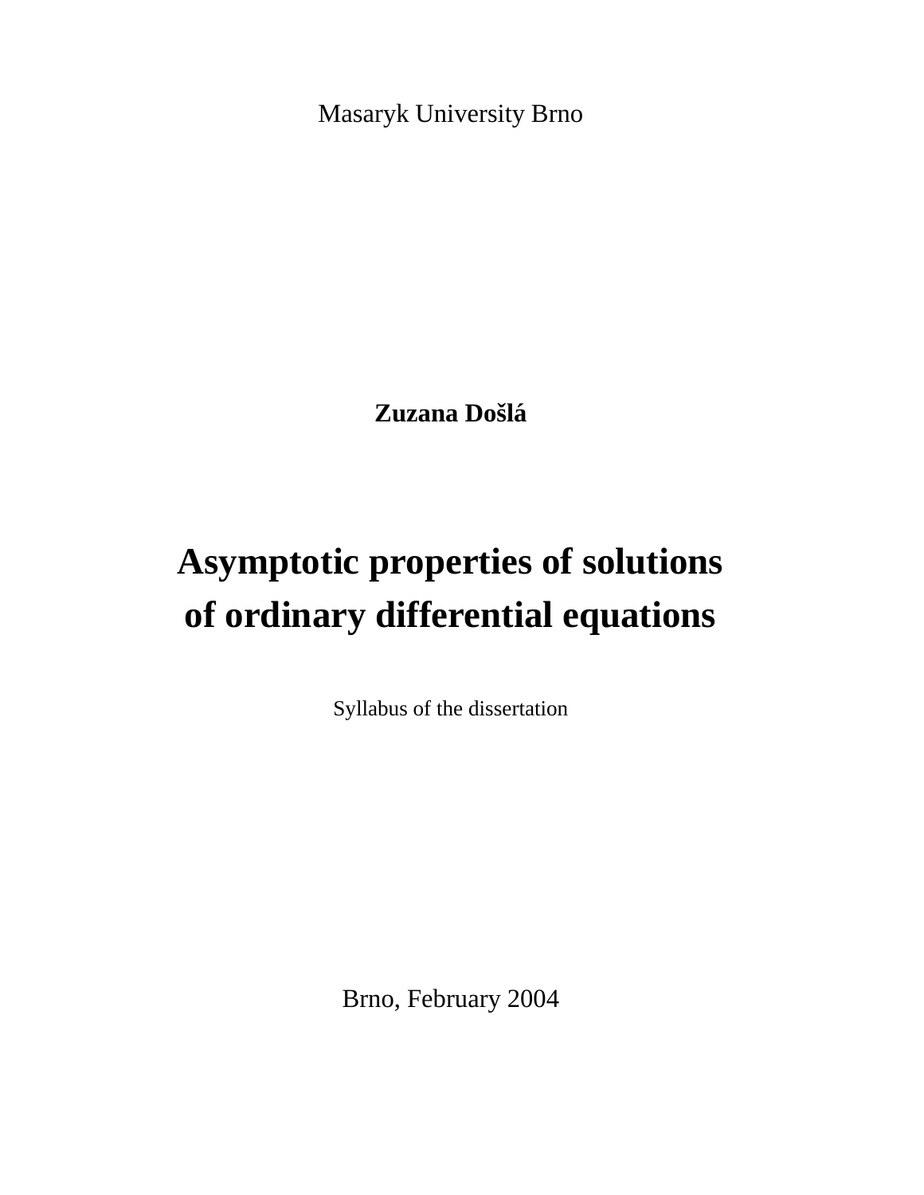Masaryk University Brno

**Zuzana Došlá**

# Asymptotic properties of solutions of ordinary differential equations

Syllabus of the dissertation

Brno, February 2004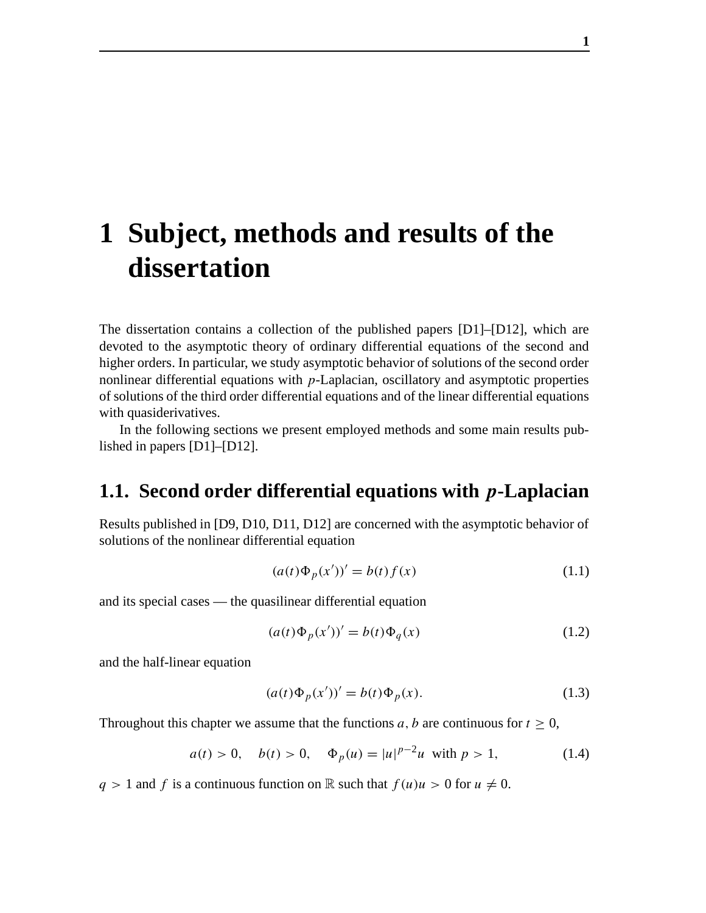# 1 Subject, methods and results of the dissertation

The dissertation contains a collection of the published papers [D1]–[D12], which are devoted to the asymptotic theory of ordinary differential equations of the second and higher orders. In particular, we study asymptotic behavior of solutions of the second order nonlinear differential equations with $p$-Laplacian, oscillatory and asymptotic properties of solutions of the third order differential equations and of the linear differential equations with quasiderivatives.

In the following sections we present employed methods and some main results published in papers [D1]–[D12].

## 1.1. Second order differential equations with $p$-Laplacian

Results published in [D9, D10, D11, D12] are concerned with the asymptotic behavior of solutions of the nonlinear differential equation

$$(a(t)\Phi_p(x'))' = b(t)f(x) \tag{1.1}$$

and its special cases — the quasilinear differential equation

$$(a(t)\Phi_p(x'))' = b(t)\Phi_q(x) \tag{1.2}$$

and the half-linear equation

$$(a(t)\Phi_p(x'))' = b(t)\Phi_p(x). \tag{1.3}$$

Throughout this chapter we assume that the functions $a, b$ are continuous for $t \geq 0$,

$$a(t) > 0, \quad b(t) > 0, \quad \Phi_p(u) = |u|^{p-2}u \ \text{ with } p > 1, \tag{1.4}$$

$q > 1$ and $f$ is a continuous function on $\mathbb{R}$ such that $f(u)u > 0$ for $u \neq 0$.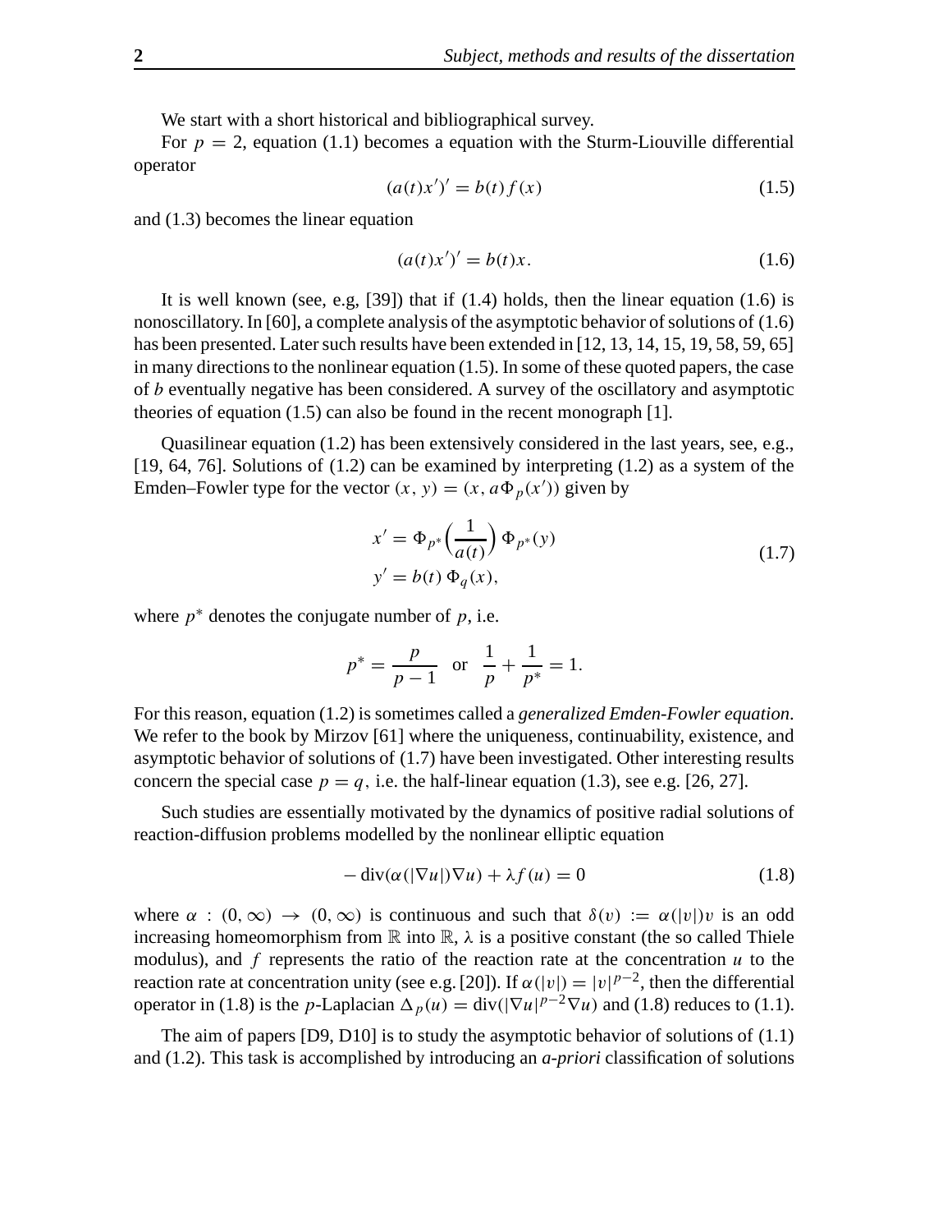We start with a short historical and bibliographical survey.

For $p = 2$, equation (1.1) becomes a equation with the Sturm-Liouville differential operator

$$(a(t)x')' = b(t)f(x) \tag{1.5}$$

and (1.3) becomes the linear equation

$$(a(t)x')' = b(t)x. \tag{1.6}$$

It is well known (see, e.g, [39]) that if (1.4) holds, then the linear equation (1.6) is nonoscillatory. In [60], a complete analysis of the asymptotic behavior of solutions of (1.6) has been presented. Later such results have been extended in [12, 13, 14, 15, 19, 58, 59, 65] in many directions to the nonlinear equation (1.5). In some of these quoted papers, the case of $b$ eventually negative has been considered. A survey of the oscillatory and asymptotic theories of equation (1.5) can also be found in the recent monograph [1].

Quasilinear equation (1.2) has been extensively considered in the last years, see, e.g., [19, 64, 76]. Solutions of (1.2) can be examined by interpreting (1.2) as a system of the Emden–Fowler type for the vector $(x, y) = (x, a\Phi_p(x'))$ given by

$$\begin{aligned} x' &= \Phi_{p^*}\Big(\frac{1}{a(t)}\Big)\,\Phi_{p^*}(y) \\ y' &= b(t)\,\Phi_q(x), \end{aligned} \tag{1.7}$$

where $p^*$ denotes the conjugate number of $p$, i.e.

$$p^* = \frac{p}{p-1} \quad \text{or} \quad \frac{1}{p} + \frac{1}{p^*} = 1.$$

For this reason, equation (1.2) is sometimes called a *generalized Emden-Fowler equation*. We refer to the book by Mirzov [61] where the uniqueness, continuability, existence, and asymptotic behavior of solutions of (1.7) have been investigated. Other interesting results concern the special case $p = q$, i.e. the half-linear equation (1.3), see e.g. [26, 27].

Such studies are essentially motivated by the dynamics of positive radial solutions of reaction-diffusion problems modelled by the nonlinear elliptic equation

$$-\operatorname{div}(\alpha(|\nabla u|)\nabla u) + \lambda f(u) = 0 \tag{1.8}$$

where $\alpha : (0, \infty) \to (0, \infty)$ is continuous and such that $\delta(v) := \alpha(|v|)v$ is an odd increasing homeomorphism from $\mathbb{R}$ into $\mathbb{R}$, $\lambda$ is a positive constant (the so called Thiele modulus), and $f$ represents the ratio of the reaction rate at the concentration $u$ to the reaction rate at concentration unity (see e.g. [20]). If $\alpha(|v|) = |v|^{p-2}$, then the differential operator in (1.8) is the $p$-Laplacian $\Delta_p(u) = \operatorname{div}(|\nabla u|^{p-2}\nabla u)$ and (1.8) reduces to (1.1).

The aim of papers [D9, D10] is to study the asymptotic behavior of solutions of (1.1) and (1.2). This task is accomplished by introducing an *a-priori* classification of solutions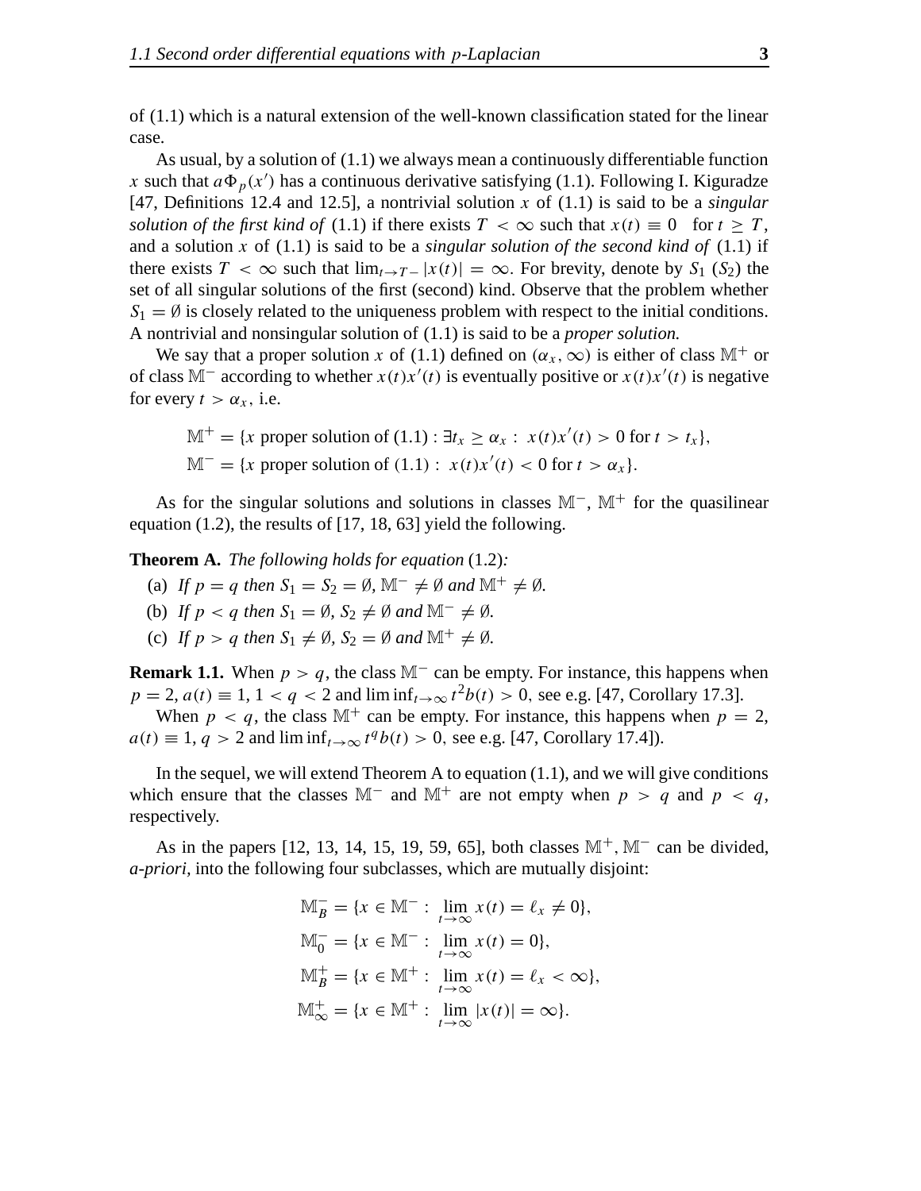of (1.1) which is a natural extension of the well-known classification stated for the linear case.

As usual, by a solution of (1.1) we always mean a continuously differentiable function $x$ such that $a\Phi_p(x')$ has a continuous derivative satisfying (1.1). Following I. Kiguradze [47, Definitions 12.4 and 12.5], a nontrivial solution $x$ of (1.1) is said to be a *singular solution of the first kind of* (1.1) if there exists $T < \infty$ such that $x(t) \equiv 0$ for $t \geq T$, and a solution $x$ of (1.1) is said to be a *singular solution of the second kind of* (1.1) if there exists $T < \infty$ such that $\lim_{t\to T-} |x(t)| = \infty$. For brevity, denote by $S_1$ ($S_2$) the set of all singular solutions of the first (second) kind. Observe that the problem whether $S_1 = \emptyset$ is closely related to the uniqueness problem with respect to the initial conditions. A nontrivial and nonsingular solution of (1.1) is said to be a *proper solution.*

We say that a proper solution $x$ of (1.1) defined on $(\alpha_x, \infty)$ is either of class $\mathbb{M}^+$ or of class $\mathbb{M}^-$ according to whether $x(t)x'(t)$ is eventually positive or $x(t)x'(t)$ is negative for every $t > \alpha_x$, i.e.

$$
\begin{aligned}
\mathbb{M}^+ &= \{x \text{ proper solution of (1.1)} : \exists t_x \geq \alpha_x : \ x(t)x'(t) > 0 \text{ for } t > t_x\},\\
\mathbb{M}^- &= \{x \text{ proper solution of (1.1)} : \ x(t)x'(t) < 0 \text{ for } t > \alpha_x\}.
\end{aligned}
$$

As for the singular solutions and solutions in classes $\mathbb{M}^-$, $\mathbb{M}^+$ for the quasilinear equation (1.2), the results of [17, 18, 63] yield the following.

**Theorem A.** *The following holds for equation* (1.2)*:*

(a) *If $p = q$ then $S_1 = S_2 = \emptyset$, $\mathbb{M}^- \neq \emptyset$ and $\mathbb{M}^+ \neq \emptyset$.*

(b) *If $p < q$ then $S_1 = \emptyset$, $S_2 \neq \emptyset$ and $\mathbb{M}^- \neq \emptyset$.*

(c) *If $p > q$ then $S_1 \neq \emptyset$, $S_2 = \emptyset$ and $\mathbb{M}^+ \neq \emptyset$.*

**Remark 1.1.** When $p > q$, the class $\mathbb{M}^-$ can be empty. For instance, this happens when $p = 2$, $a(t) \equiv 1$, $1 < q < 2$ and $\liminf_{t\to\infty} t^2 b(t) > 0$, see e.g. [47, Corollary 17.3].

When $p < q$, the class $\mathbb{M}^+$ can be empty. For instance, this happens when $p = 2$, $a(t) \equiv 1$, $q > 2$ and $\liminf_{t\to\infty} t^q b(t) > 0$, see e.g. [47, Corollary 17.4]).

In the sequel, we will extend Theorem A to equation (1.1), and we will give conditions which ensure that the classes $\mathbb{M}^-$ and $\mathbb{M}^+$ are not empty when $p > q$ and $p < q$, respectively.

As in the papers [12, 13, 14, 15, 19, 59, 65], both classes $\mathbb{M}^+, \mathbb{M}^-$ can be divided, *a-priori*, into the following four subclasses, which are mutually disjoint:

$$
\begin{aligned}
\mathbb{M}^-_B &= \{x \in \mathbb{M}^- : \ \lim_{t\to\infty} x(t) = \ell_x \neq 0\},\\
\mathbb{M}^-_0 &= \{x \in \mathbb{M}^- : \ \lim_{t\to\infty} x(t) = 0\},\\
\mathbb{M}^+_B &= \{x \in \mathbb{M}^+ : \ \lim_{t\to\infty} x(t) = \ell_x < \infty\},\\
\mathbb{M}^+_\infty &= \{x \in \mathbb{M}^+ : \ \lim_{t\to\infty} |x(t)| = \infty\}.
\end{aligned}
$$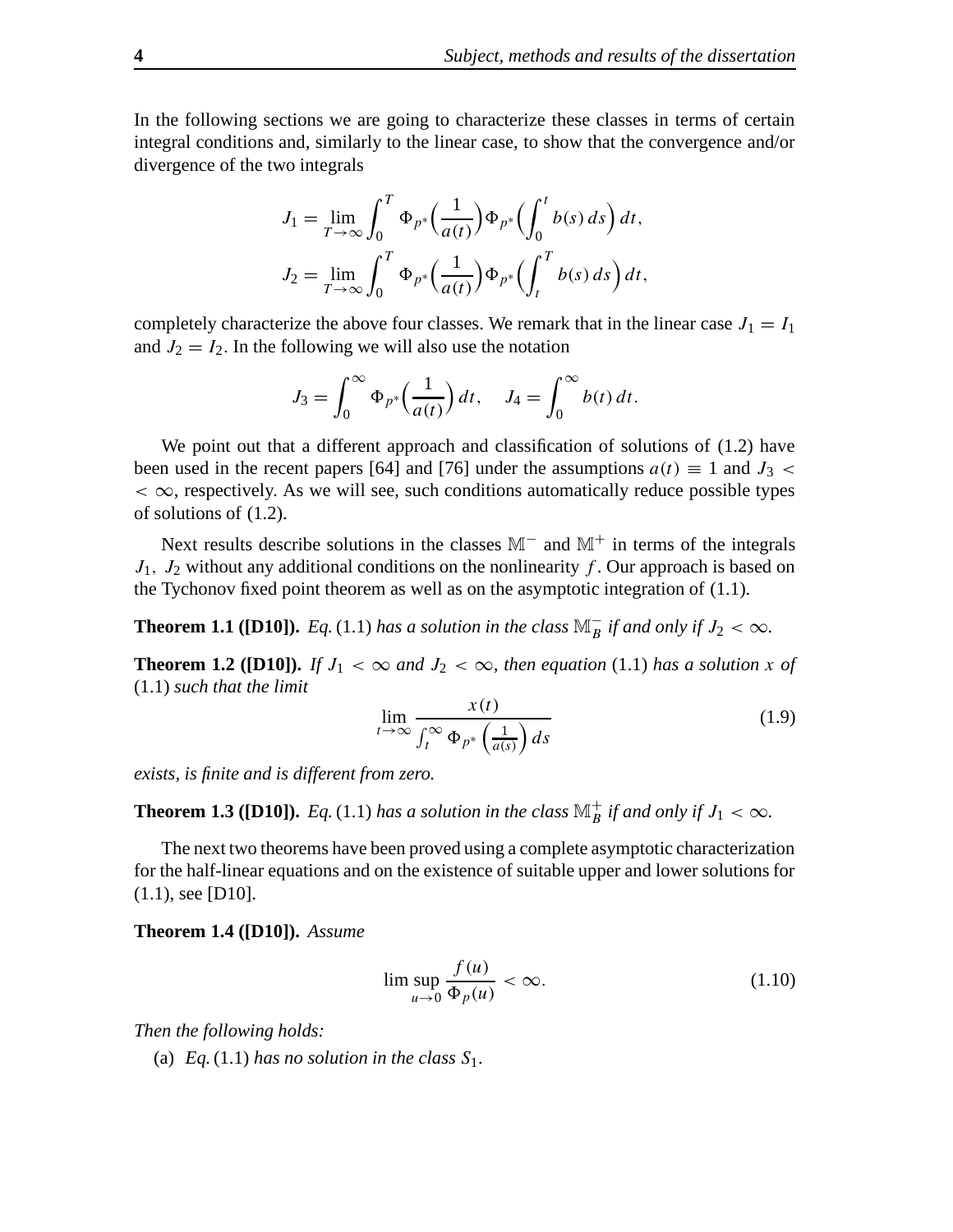In the following sections we are going to characterize these classes in terms of certain integral conditions and, similarly to the linear case, to show that the convergence and/or divergence of the two integrals

$$J_1 = \lim_{T\to\infty} \int_0^T \Phi_{p^*}\Big(\frac{1}{a(t)}\Big)\Phi_{p^*}\Big(\int_0^t b(s)\,ds\Big)\,dt,$$
$$J_2 = \lim_{T\to\infty} \int_0^T \Phi_{p^*}\Big(\frac{1}{a(t)}\Big)\Phi_{p^*}\Big(\int_t^T b(s)\,ds\Big)\,dt,$$

completely characterize the above four classes. We remark that in the linear case $J_1 = I_1$ and $J_2 = I_2$. In the following we will also use the notation

$$J_3 = \int_0^\infty \Phi_{p^*}\Big(\frac{1}{a(t)}\Big)\,dt, \quad J_4 = \int_0^\infty b(t)\,dt.$$

We point out that a different approach and classification of solutions of (1.2) have been used in the recent papers [64] and [76] under the assumptions $a(t) \equiv 1$ and $J_3 < < \infty$, respectively. As we will see, such conditions automatically reduce possible types of solutions of (1.2).

Next results describe solutions in the classes $\mathbb{M}^-$ and $\mathbb{M}^+$ in terms of the integrals $J_1$, $J_2$ without any additional conditions on the nonlinearity $f$. Our approach is based on the Tychonov fixed point theorem as well as on the asymptotic integration of (1.1).

**Theorem 1.1 ([D10]).** *Eq.* (1.1) *has a solution in the class* $\mathbb{M}_B^-$ *if and only if* $J_2 < \infty$.

**Theorem 1.2 ([D10]).** *If* $J_1 < \infty$ *and* $J_2 < \infty$, *then equation* (1.1) *has a solution* $x$ *of* (1.1) *such that the limit*

$$\lim_{t\to\infty} \frac{x(t)}{\int_t^\infty \Phi_{p^*}\left(\frac{1}{a(s)}\right) ds} \tag{1.9}$$

*exists, is finite and is different from zero.*

**Theorem 1.3 ([D10]).** *Eq.* (1.1) *has a solution in the class* $\mathbb{M}_B^+$ *if and only if* $J_1 < \infty$.

The next two theorems have been proved using a complete asymptotic characterization for the half-linear equations and on the existence of suitable upper and lower solutions for (1.1), see [D10].

**Theorem 1.4 ([D10]).** *Assume*

$$\limsup_{u\to 0} \frac{f(u)}{\Phi_p(u)} < \infty. \tag{1.10}$$

*Then the following holds:*

(a) *Eq.* (1.1) *has no solution in the class* $S_1$.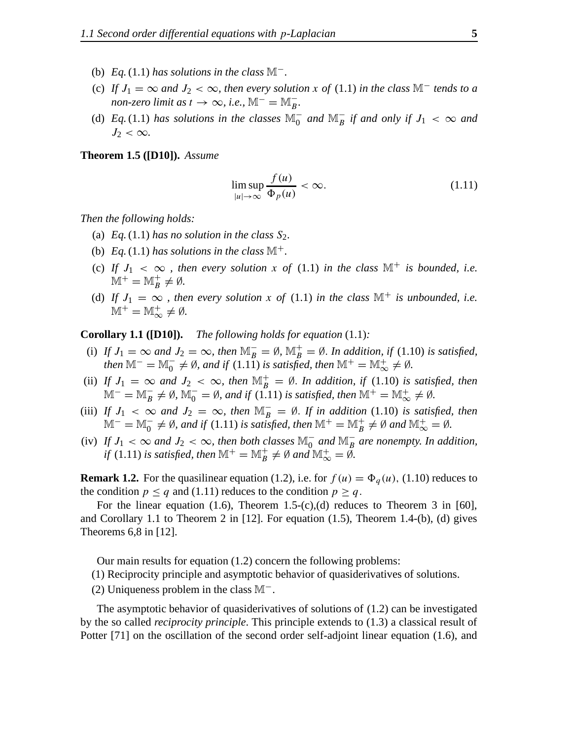(b) *Eq.* (1.1) *has solutions in the class* $\mathbb{M}^-$.

(c) *If* $J_1 = \infty$ *and* $J_2 < \infty$, *then every solution* $x$ *of* (1.1) *in the class* $\mathbb{M}^-$ *tends to a non-zero limit as* $t \to \infty$, *i.e.,* $\mathbb{M}^- = \mathbb{M}^-_B$.

(d) *Eq.* (1.1) *has solutions in the classes* $\mathbb{M}^-_0$ *and* $\mathbb{M}^-_B$ *if and only if* $J_1 < \infty$ *and* $J_2 < \infty$.

**Theorem 1.5 ([D10]).** *Assume*

$$\limsup_{|u|\to\infty} \frac{f(u)}{\Phi_p(u)} < \infty. \tag{1.11}$$

*Then the following holds:*

(a) *Eq.* (1.1) *has no solution in the class* $S_2$.

(b) *Eq.* (1.1) *has solutions in the class* $\mathbb{M}^+$.

(c) *If* $J_1 < \infty$ , *then every solution* $x$ *of* (1.1) *in the class* $\mathbb{M}^+$ *is bounded, i.e.* $\mathbb{M}^+ = \mathbb{M}^+_B \neq \emptyset$.

(d) *If* $J_1 = \infty$ , *then every solution* $x$ *of* (1.1) *in the class* $\mathbb{M}^+$ *is unbounded, i.e.* $\mathbb{M}^+ = \mathbb{M}^+_\infty \neq \emptyset$.

**Corollary 1.1 ([D10]).** *The following holds for equation* (1.1)*:*

(i) *If* $J_1 = \infty$ *and* $J_2 = \infty$, *then* $\mathbb{M}^-_B = \emptyset$, $\mathbb{M}^+_B = \emptyset$. *In addition, if* (1.10) *is satisfied, then* $\mathbb{M}^- = \mathbb{M}^-_0 \neq \emptyset$, *and if* (1.11) *is satisfied, then* $\mathbb{M}^+ = \mathbb{M}^+_\infty \neq \emptyset$.

(ii) *If* $J_1 = \infty$ *and* $J_2 < \infty$, *then* $\mathbb{M}^+_B = \emptyset$. *In addition, if* (1.10) *is satisfied, then* $\mathbb{M}^- = \mathbb{M}^-_B \neq \emptyset$, $\mathbb{M}^-_0 = \emptyset$, *and if* (1.11) *is satisfied, then* $\mathbb{M}^+ = \mathbb{M}^+_\infty \neq \emptyset$.

(iii) *If* $J_1 < \infty$ *and* $J_2 = \infty$, *then* $\mathbb{M}^-_B = \emptyset$. *If in addition* (1.10) *is satisfied, then* $\mathbb{M}^- = \mathbb{M}^-_0 \neq \emptyset$, *and if* (1.11) *is satisfied, then* $\mathbb{M}^+ = \mathbb{M}^+_B \neq \emptyset$ *and* $\mathbb{M}^+_\infty = \emptyset$.

(iv) *If* $J_1 < \infty$ *and* $J_2 < \infty$, *then both classes* $\mathbb{M}^-_0$ *and* $\mathbb{M}^-_B$ *are nonempty. In addition, if* (1.11) *is satisfied, then* $\mathbb{M}^+ = \mathbb{M}^+_B \neq \emptyset$ *and* $\mathbb{M}^+_\infty = \emptyset$.

**Remark 1.2.** For the quasilinear equation (1.2), i.e. for $f(u) = \Phi_q(u)$, (1.10) reduces to the condition $p \le q$ and (1.11) reduces to the condition $p \ge q$.

For the linear equation (1.6), Theorem 1.5-(c),(d) reduces to Theorem 3 in [60], and Corollary 1.1 to Theorem 2 in [12]. For equation (1.5), Theorem 1.4-(b), (d) gives Theorems 6,8 in [12].

Our main results for equation (1.2) concern the following problems:

(1) Reciprocity principle and asymptotic behavior of quasiderivatives of solutions.

(2) Uniqueness problem in the class $\mathbb{M}^-$.

The asymptotic behavior of quasiderivatives of solutions of (1.2) can be investigated by the so called *reciprocity principle*. This principle extends to (1.3) a classical result of Potter [71] on the oscillation of the second order self-adjoint linear equation (1.6), and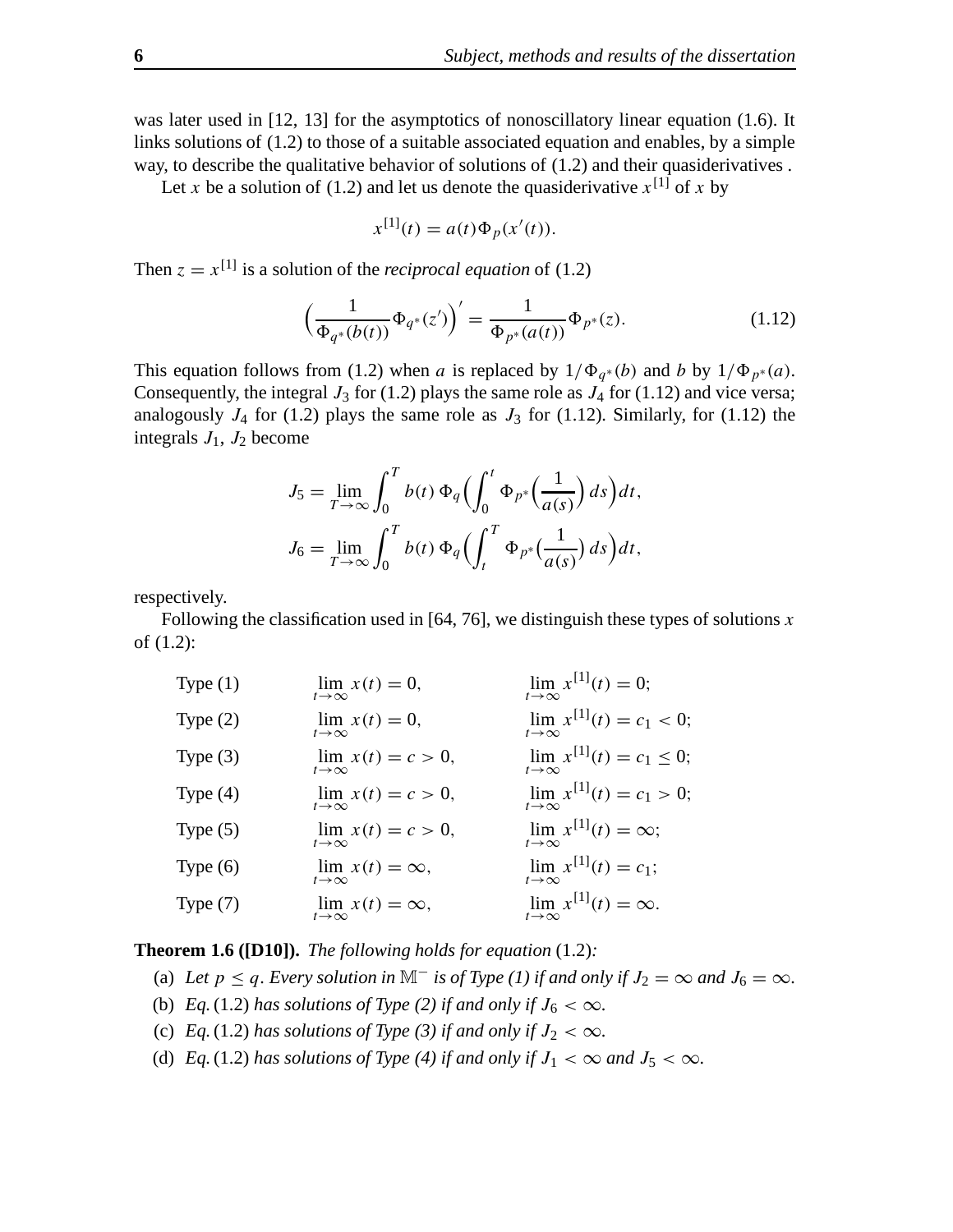was later used in [12, 13] for the asymptotics of nonoscillatory linear equation (1.6). It links solutions of (1.2) to those of a suitable associated equation and enables, by a simple way, to describe the qualitative behavior of solutions of (1.2) and their quasiderivatives .

Let $x$ be a solution of (1.2) and let us denote the quasiderivative $x^{[1]}$ of $x$ by

$$x^{[1]}(t) = a(t)\Phi_p(x'(t)).$$

Then $z = x^{[1]}$ is a solution of the *reciprocal equation* of (1.2)

$$\Big(\frac{1}{\Phi_{q^*}(b(t))}\Phi_{q^*}(z')\Big)' = \frac{1}{\Phi_{p^*}(a(t))}\Phi_{p^*}(z). \tag{1.12}$$

This equation follows from (1.2) when $a$ is replaced by $1/\Phi_{q^*}(b)$ and $b$ by $1/\Phi_{p^*}(a)$. Consequently, the integral $J_3$ for (1.2) plays the same role as $J_4$ for (1.12) and vice versa; analogously $J_4$ for (1.2) plays the same role as $J_3$ for (1.12). Similarly, for (1.12) the integrals $J_1$, $J_2$ become

$$J_5 = \lim_{T\to\infty}\int_0^T b(t)\,\Phi_q\Big(\int_0^t \Phi_{p^*}\Big(\frac{1}{a(s)}\Big)\,ds\Big)dt,$$

$$J_6 = \lim_{T\to\infty}\int_0^T b(t)\,\Phi_q\Big(\int_t^T \Phi_{p^*}\big(\frac{1}{a(s)}\big)\,ds\Big)dt,$$

respectively.

Following the classification used in [64, 76], we distinguish these types of solutions $x$ of (1.2):

| | | |
|---|---|---|
| Type (1) | $\lim_{t\to\infty} x(t) = 0,$ | $\lim_{t\to\infty} x^{[1]}(t) = 0;$ |
| Type (2) | $\lim_{t\to\infty} x(t) = 0,$ | $\lim_{t\to\infty} x^{[1]}(t) = c_1 < 0;$ |
| Type (3) | $\lim_{t\to\infty} x(t) = c > 0,$ | $\lim_{t\to\infty} x^{[1]}(t) = c_1 \le 0;$ |
| Type (4) | $\lim_{t\to\infty} x(t) = c > 0,$ | $\lim_{t\to\infty} x^{[1]}(t) = c_1 > 0;$ |
| Type (5) | $\lim_{t\to\infty} x(t) = c > 0,$ | $\lim_{t\to\infty} x^{[1]}(t) = \infty;$ |
| Type (6) | $\lim_{t\to\infty} x(t) = \infty,$ | $\lim_{t\to\infty} x^{[1]}(t) = c_1;$ |
| Type (7) | $\lim_{t\to\infty} x(t) = \infty,$ | $\lim_{t\to\infty} x^{[1]}(t) = \infty.$ |

**Theorem 1.6 ([D10]).** *The following holds for equation* (1.2)*:*

(a) *Let $p \le q$. Every solution in $\mathbb{M}^-$ is of Type (1) if and only if $J_2 = \infty$ and $J_6 = \infty$.*

(b) *Eq.* (1.2) *has solutions of Type (2) if and only if $J_6 < \infty$.*

(c) *Eq.* (1.2) *has solutions of Type (3) if and only if $J_2 < \infty$.*

(d) *Eq.* (1.2) *has solutions of Type (4) if and only if $J_1 < \infty$ and $J_5 < \infty$.*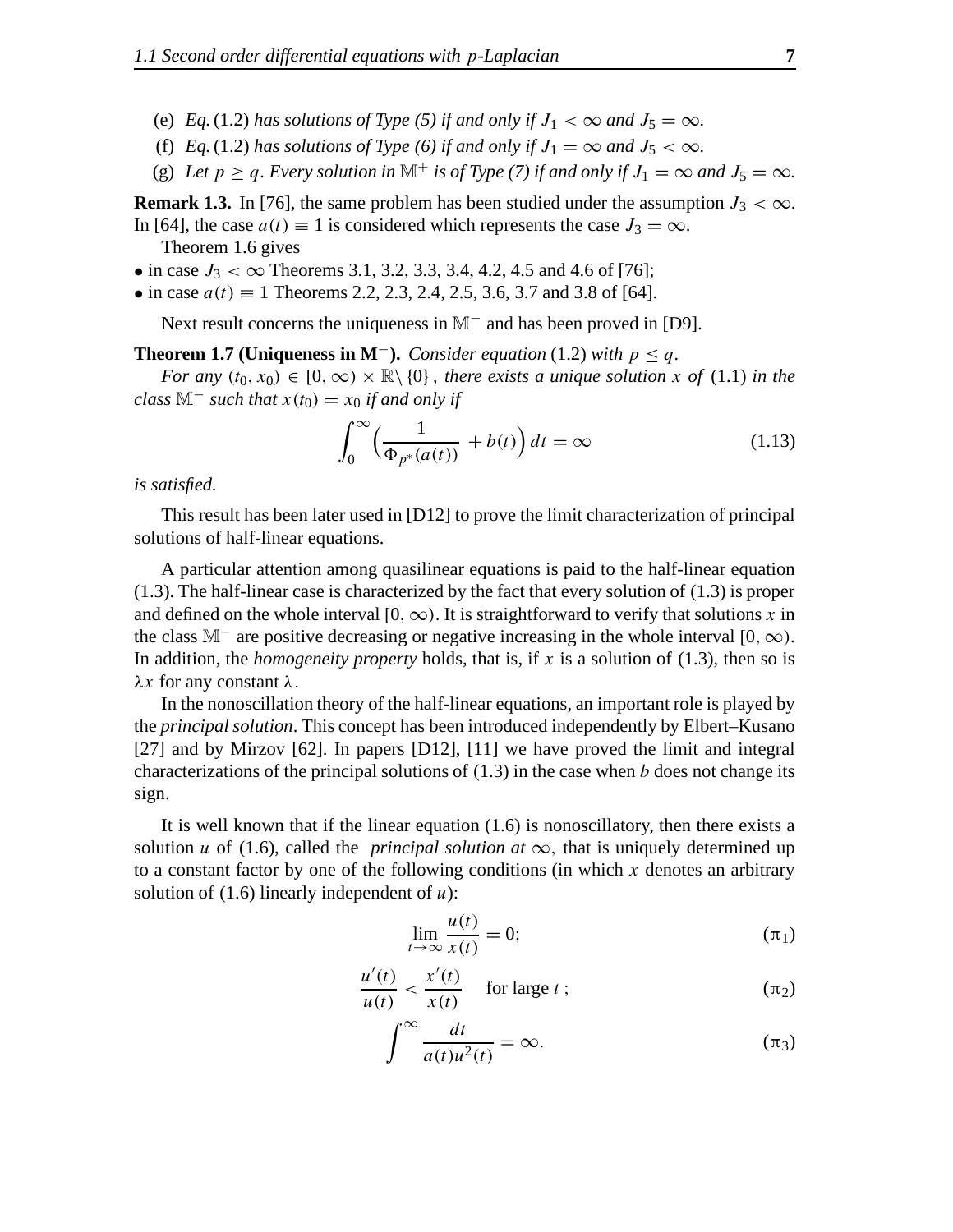(e) *Eq.* (1.2) *has solutions of Type (5) if and only if* $J_1 < \infty$ *and* $J_5 = \infty$.

(f) *Eq.* (1.2) *has solutions of Type (6) if and only if* $J_1 = \infty$ *and* $J_5 < \infty$.

(g) *Let* $p \geq q$. *Every solution in* $\mathbb{M}^+$ *is of Type (7) if and only if* $J_1 = \infty$ *and* $J_5 = \infty$.

**Remark 1.3.** In [76], the same problem has been studied under the assumption $J_3 < \infty$. In [64], the case $a(t) \equiv 1$ is considered which represents the case $J_3 = \infty$.

Theorem 1.6 gives

- in case $J_3 < \infty$ Theorems 3.1, 3.2, 3.3, 3.4, 4.2, 4.5 and 4.6 of [76];
- in case $a(t) \equiv 1$ Theorems 2.2, 2.3, 2.4, 2.5, 3.6, 3.7 and 3.8 of [64].

Next result concerns the uniqueness in $\mathbb{M}^-$ and has been proved in [D9].

**Theorem 1.7 (Uniqueness in M$^-$).** *Consider equation* (1.2) *with* $p \leq q$.

*For any* $(t_0, x_0) \in [0, \infty) \times \mathbb{R} \setminus \{0\}$, *there exists a unique solution* $x$ *of* (1.1) *in the class* $\mathbb{M}^-$ *such that* $x(t_0) = x_0$ *if and only if*

$$\int_0^\infty \Big( \frac{1}{\Phi_{p^*}(a(t))} + b(t) \Big) \, dt = \infty \tag{1.13}$$

*is satisfied.*

This result has been later used in [D12] to prove the limit characterization of principal solutions of half-linear equations.

A particular attention among quasilinear equations is paid to the half-linear equation (1.3). The half-linear case is characterized by the fact that every solution of (1.3) is proper and defined on the whole interval $[0, \infty)$. It is straightforward to verify that solutions $x$ in the class $\mathbb{M}^-$ are positive decreasing or negative increasing in the whole interval $[0, \infty)$. In addition, the *homogeneity property* holds, that is, if $x$ is a solution of (1.3), then so is $\lambda x$ for any constant $\lambda$.

In the nonoscillation theory of the half-linear equations, an important role is played by the *principal solution*. This concept has been introduced independently by Elbert–Kusano [27] and by Mirzov [62]. In papers [D12], [11] we have proved the limit and integral characterizations of the principal solutions of (1.3) in the case when $b$ does not change its sign.

It is well known that if the linear equation (1.6) is nonoscillatory, then there exists a solution $u$ of (1.6), called the *principal solution at* $\infty$, that is uniquely determined up to a constant factor by one of the following conditions (in which $x$ denotes an arbitrary solution of (1.6) linearly independent of $u$):

$$\lim_{t \to \infty} \frac{u(t)}{x(t)} = 0; \tag{$\pi_1$}$$

$$\frac{u'(t)}{u(t)} < \frac{x'(t)}{x(t)} \quad \text{for large } t\,; \tag{$\pi_2$}$$

$$\int^\infty \frac{dt}{a(t) u^2(t)} = \infty. \tag{$\pi_3$}$$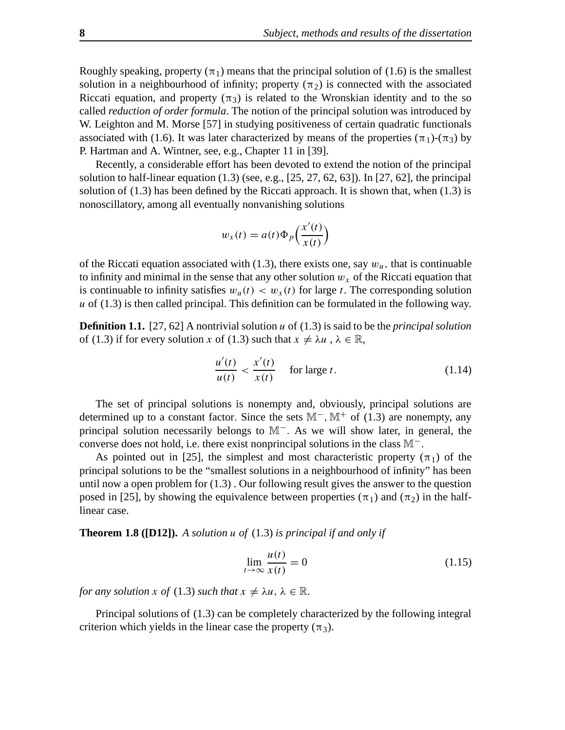Roughly speaking, property $(\pi_1)$ means that the principal solution of (1.6) is the smallest solution in a neighbourhood of infinity; property $(\pi_2)$ is connected with the associated Riccati equation, and property $(\pi_3)$ is related to the Wronskian identity and to the so called *reduction of order formula*. The notion of the principal solution was introduced by W. Leighton and M. Morse [57] in studying positiveness of certain quadratic functionals associated with (1.6). It was later characterized by means of the properties $(\pi_1)$-$(\pi_3)$ by P. Hartman and A. Wintner, see, e.g., Chapter 11 in [39].

Recently, a considerable effort has been devoted to extend the notion of the principal solution to half-linear equation (1.3) (see, e.g., [25, 27, 62, 63]). In [27, 62], the principal solution of (1.3) has been defined by the Riccati approach. It is shown that, when (1.3) is nonoscillatory, among all eventually nonvanishing solutions

$$w_x(t) = a(t)\Phi_p\Big(\frac{x'(t)}{x(t)}\Big)$$

of the Riccati equation associated with (1.3), there exists one, say $w_u$, that is continuable to infinity and minimal in the sense that any other solution $w_x$ of the Riccati equation that is continuable to infinity satisfies $w_u(t) < w_x(t)$ for large $t$. The corresponding solution $u$ of (1.3) is then called principal. This definition can be formulated in the following way.

**Definition 1.1.** [27, 62] A nontrivial solution $u$ of (1.3) is said to be the *principal solution* of (1.3) if for every solution $x$ of (1.3) such that $x \neq \lambda u$ , $\lambda \in \mathbb{R}$,

$$\frac{u'(t)}{u(t)} < \frac{x'(t)}{x(t)} \quad \text{for large } t. \tag{1.14}$$

The set of principal solutions is nonempty and, obviously, principal solutions are determined up to a constant factor. Since the sets $\mathbb{M}^-, \mathbb{M}^+$ of (1.3) are nonempty, any principal solution necessarily belongs to $\mathbb{M}^-$. As we will show later, in general, the converse does not hold, i.e. there exist nonprincipal solutions in the class $\mathbb{M}^-$.

As pointed out in [25], the simplest and most characteristic property $(\pi_1)$ of the principal solutions to be the "smallest solutions in a neighbourhood of infinity" has been until now a open problem for (1.3) . Our following result gives the answer to the question posed in [25], by showing the equivalence between properties $(\pi_1)$ and $(\pi_2)$ in the half-linear case.

**Theorem 1.8 ([D12]).** *A solution $u$ of* (1.3) *is principal if and only if*

$$\lim_{t\to\infty} \frac{u(t)}{x(t)} = 0 \tag{1.15}$$

*for any solution $x$ of* (1.3) *such that $x \neq \lambda u$, $\lambda \in \mathbb{R}$.*

Principal solutions of (1.3) can be completely characterized by the following integral criterion which yields in the linear case the property $(\pi_3)$.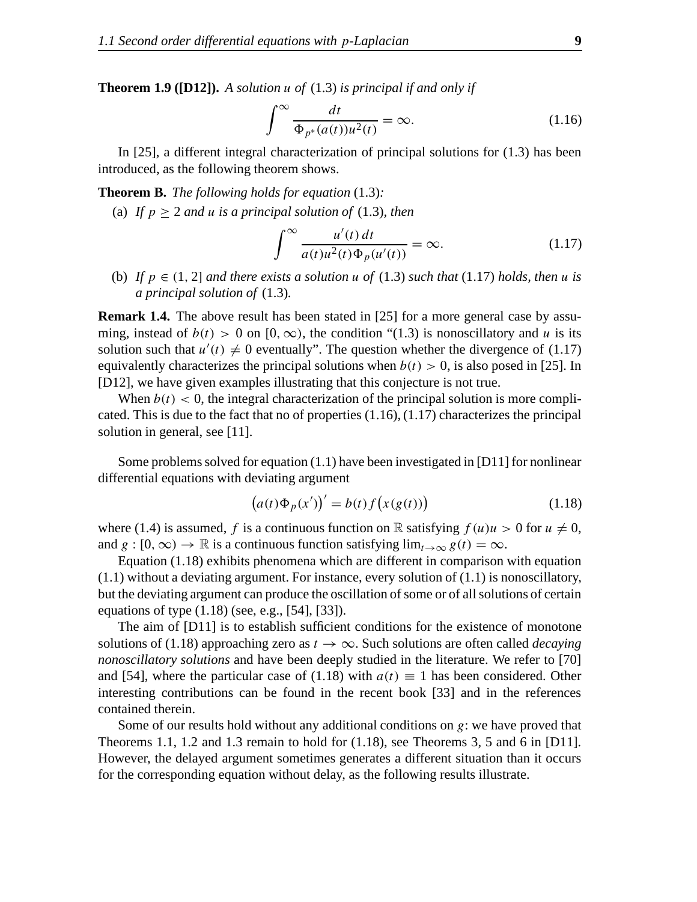**Theorem 1.9 ([D12]).** *A solution $u$ of* (1.3) *is principal if and only if*

$$\int^{\infty} \frac{dt}{\Phi_{p^*}(a(t))u^2(t)} = \infty. \tag{1.16}$$

In [25], a different integral characterization of principal solutions for (1.3) has been introduced, as the following theorem shows.

**Theorem B.** *The following holds for equation* (1.3)*:*

(a) *If $p \geq 2$ and $u$ is a principal solution of* (1.3)*, then*

$$\int^{\infty} \frac{u'(t)\,dt}{a(t)u^2(t)\Phi_p(u'(t))} = \infty. \tag{1.17}$$

(b) *If $p \in (1, 2]$ and there exists a solution $u$ of* (1.3) *such that* (1.17) *holds, then $u$ is a principal solution of* (1.3)*.*

**Remark 1.4.** The above result has been stated in [25] for a more general case by assuming, instead of $b(t) > 0$ on $[0, \infty)$, the condition "(1.3) is nonoscillatory and $u$ is its solution such that $u'(t) \neq 0$ eventually". The question whether the divergence of (1.17) equivalently characterizes the principal solutions when $b(t) > 0$, is also posed in [25]. In [D12], we have given examples illustrating that this conjecture is not true.

When $b(t) < 0$, the integral characterization of the principal solution is more complicated. This is due to the fact that no of properties (1.16), (1.17) characterizes the principal solution in general, see [11].

Some problems solved for equation (1.1) have been investigated in [D11] for nonlinear differential equations with deviating argument

$$\big(a(t)\Phi_p(x')\big)' = b(t) f\big(x(g(t))\big) \tag{1.18}$$

where (1.4) is assumed, $f$ is a continuous function on $\mathbb{R}$ satisfying $f(u)u > 0$ for $u \neq 0$, and $g : [0, \infty) \to \mathbb{R}$ is a continuous function satisfying $\lim_{t\to\infty} g(t) = \infty$.

Equation (1.18) exhibits phenomena which are different in comparison with equation (1.1) without a deviating argument. For instance, every solution of (1.1) is nonoscillatory, but the deviating argument can produce the oscillation of some or of all solutions of certain equations of type (1.18) (see, e.g., [54], [33]).

The aim of [D11] is to establish sufficient conditions for the existence of monotone solutions of (1.18) approaching zero as $t \to \infty$. Such solutions are often called *decaying nonoscillatory solutions* and have been deeply studied in the literature. We refer to [70] and [54], where the particular case of (1.18) with $a(t) \equiv 1$ has been considered. Other interesting contributions can be found in the recent book [33] and in the references contained therein.

Some of our results hold without any additional conditions on $g$: we have proved that Theorems 1.1, 1.2 and 1.3 remain to hold for (1.18), see Theorems 3, 5 and 6 in [D11]. However, the delayed argument sometimes generates a different situation than it occurs for the corresponding equation without delay, as the following results illustrate.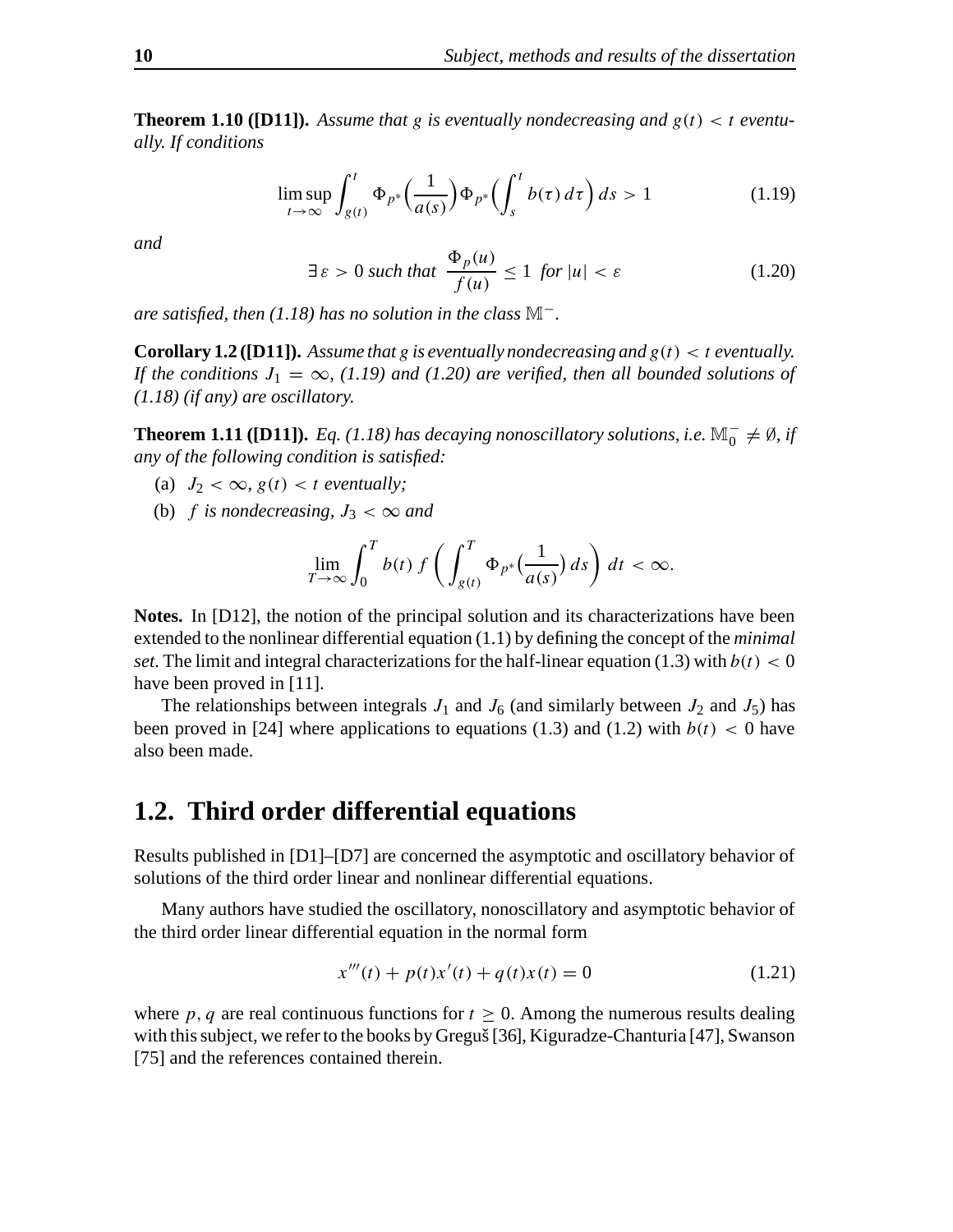**Theorem 1.10 ([D11]).** *Assume that $g$ is eventually nondecreasing and $g(t) < t$ eventually. If conditions*

$$\limsup_{t\to\infty} \int_{g(t)}^{t} \Phi_{p^*}\Big(\frac{1}{a(s)}\Big)\Phi_{p^*}\Big(\int_s^t b(\tau)\,d\tau\Big)\,ds > 1 \tag{1.19}$$

*and*

$$\exists\, \varepsilon > 0 \text{ such that } \frac{\Phi_p(u)}{f(u)} \le 1 \text{ for } |u| < \varepsilon \tag{1.20}$$

*are satisfied, then (1.18) has no solution in the class $\mathbb{M}^-$.*

**Corollary 1.2 ([D11]).** *Assume that $g$ is eventually nondecreasing and $g(t) < t$ eventually. If the conditions $J_1 = \infty$, (1.19) and (1.20) are verified, then all bounded solutions of (1.18) (if any) are oscillatory.*

**Theorem 1.11 ([D11]).** *Eq. (1.18) has decaying nonoscillatory solutions, i.e. $\mathbb{M}_0^- \neq \emptyset$, if any of the following condition is satisfied:*

(a) *$J_2 < \infty$, $g(t) < t$ eventually;*

(b) *$f$ is nondecreasing, $J_3 < \infty$ and*

$$\lim_{T\to\infty} \int_0^T b(t)\, f\left(\int_{g(t)}^T \Phi_{p^*}\Big(\frac{1}{a(s)}\Big)\,ds\right)\,dt < \infty.$$

**Notes.** In [D12], the notion of the principal solution and its characterizations have been extended to the nonlinear differential equation (1.1) by defining the concept of the *minimal set*. The limit and integral characterizations for the half-linear equation (1.3) with $b(t) < 0$ have been proved in [11].

The relationships between integrals $J_1$ and $J_6$ (and similarly between $J_2$ and $J_5$) has been proved in [24] where applications to equations (1.3) and (1.2) with $b(t) < 0$ have also been made.

## 1.2. Third order differential equations

Results published in [D1]–[D7] are concerned the asymptotic and oscillatory behavior of solutions of the third order linear and nonlinear differential equations.

Many authors have studied the oscillatory, nonoscillatory and asymptotic behavior of the third order linear differential equation in the normal form

$$x'''(t) + p(t)x'(t) + q(t)x(t) = 0 \tag{1.21}$$

where $p, q$ are real continuous functions for $t \ge 0$. Among the numerous results dealing with this subject, we refer to the books by Greguš [36], Kiguradze-Chanturia [47], Swanson [75] and the references contained therein.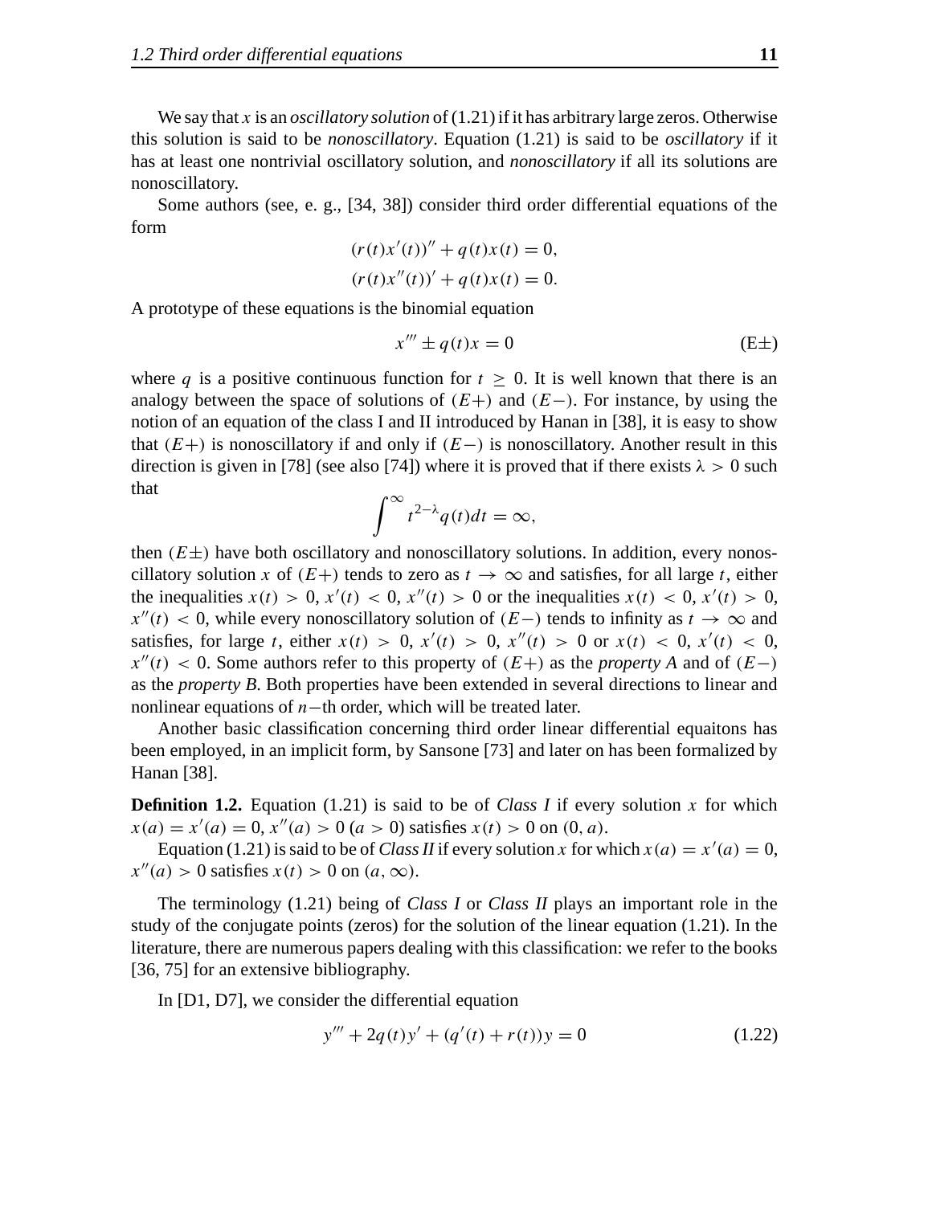We say that $x$ is an *oscillatory solution* of (1.21) if it has arbitrary large zeros. Otherwise this solution is said to be *nonoscillatory*. Equation (1.21) is said to be *oscillatory* if it has at least one nontrivial oscillatory solution, and *nonoscillatory* if all its solutions are nonoscillatory.

Some authors (see, e. g., [34, 38]) consider third order differential equations of the form

$$(r(t)x'(t))'' + q(t)x(t) = 0,$$
$$(r(t)x''(t))' + q(t)x(t) = 0.$$

A prototype of these equations is the binomial equation

$$x''' \pm q(t)x = 0 \tag{E$\pm$}$$

where $q$ is a positive continuous function for $t \geq 0$. It is well known that there is an analogy between the space of solutions of $(E+)$ and $(E-)$. For instance, by using the notion of an equation of the class I and II introduced by Hanan in [38], it is easy to show that $(E+)$ is nonoscillatory if and only if $(E-)$ is nonoscillatory. Another result in this direction is given in [78] (see also [74]) where it is proved that if there exists $\lambda > 0$ such that

$$\int^{\infty} t^{2-\lambda} q(t)dt = \infty,$$

then $(E\pm)$ have both oscillatory and nonoscillatory solutions. In addition, every nonoscillatory solution $x$ of $(E+)$ tends to zero as $t \to \infty$ and satisfies, for all large $t$, either the inequalities $x(t) > 0$, $x'(t) < 0$, $x''(t) > 0$ or the inequalities $x(t) < 0$, $x'(t) > 0$, $x''(t) < 0$, while every nonoscillatory solution of $(E-)$ tends to infinity as $t \to \infty$ and satisfies, for large $t$, either $x(t) > 0$, $x'(t) > 0$, $x''(t) > 0$ or $x(t) < 0$, $x'(t) < 0$, $x''(t) < 0$. Some authors refer to this property of $(E+)$ as the *property A* and of $(E-)$ as the *property B*. Both properties have been extended in several directions to linear and nonlinear equations of $n-$th order, which will be treated later.

Another basic classification concerning third order linear differential equaitons has been employed, in an implicit form, by Sansone [73] and later on has been formalized by Hanan [38].

**Definition 1.2.** Equation (1.21) is said to be of *Class I* if every solution $x$ for which $x(a) = x'(a) = 0$, $x''(a) > 0$ $(a > 0)$ satisfies $x(t) > 0$ on $(0, a)$.

Equation (1.21) is said to be of *Class II* if every solution $x$ for which $x(a) = x'(a) = 0$, $x''(a) > 0$ satisfies $x(t) > 0$ on $(a, \infty)$.

The terminology (1.21) being of *Class I* or *Class II* plays an important role in the study of the conjugate points (zeros) for the solution of the linear equation (1.21). In the literature, there are numerous papers dealing with this classification: we refer to the books [36, 75] for an extensive bibliography.

In [D1, D7], we consider the differential equation

$$y''' + 2q(t)y' + (q'(t) + r(t))y = 0 \tag{1.22}$$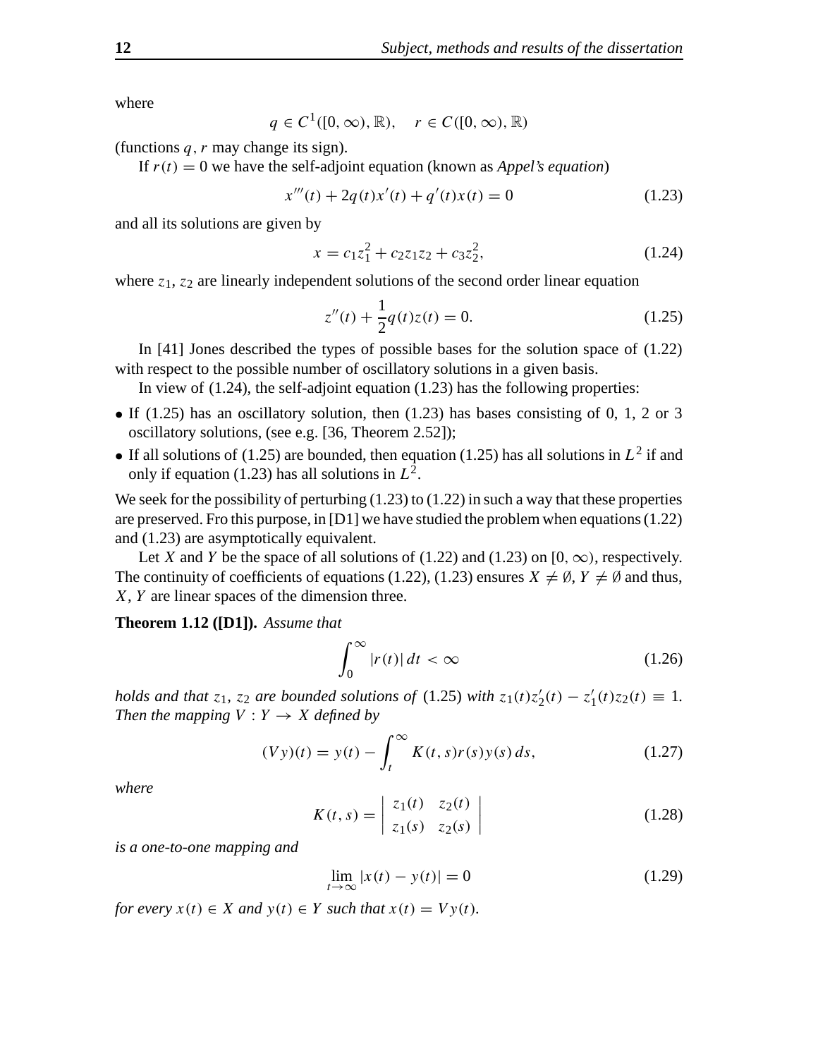where

$$q \in C^1([0, \infty), \mathbb{R}), \quad r \in C([0, \infty), \mathbb{R})$$

(functions $q$, $r$ may change its sign).

If $r(t) = 0$ we have the self-adjoint equation (known as *Appel's equation*)

$$x'''(t) + 2q(t)x'(t) + q'(t)x(t) = 0 \tag{1.23}$$

and all its solutions are given by

$$x = c_1 z_1^2 + c_2 z_1 z_2 + c_3 z_2^2, \tag{1.24}$$

where $z_1$, $z_2$ are linearly independent solutions of the second order linear equation

$$z''(t) + \frac{1}{2}q(t)z(t) = 0. \tag{1.25}$$

In [41] Jones described the types of possible bases for the solution space of (1.22) with respect to the possible number of oscillatory solutions in a given basis.

In view of (1.24), the self-adjoint equation (1.23) has the following properties:

- If (1.25) has an oscillatory solution, then (1.23) has bases consisting of 0, 1, 2 or 3 oscillatory solutions, (see e.g. [36, Theorem 2.52]);
- If all solutions of (1.25) are bounded, then equation (1.25) has all solutions in $L^2$ if and only if equation (1.23) has all solutions in $L^2$.

We seek for the possibility of perturbing (1.23) to (1.22) in such a way that these properties are preserved. Fro this purpose, in [D1] we have studied the problem when equations (1.22) and (1.23) are asymptotically equivalent.

Let $X$ and $Y$ be the space of all solutions of (1.22) and (1.23) on $[0, \infty)$, respectively. The continuity of coefficients of equations (1.22), (1.23) ensures $X \neq \emptyset$, $Y \neq \emptyset$ and thus, $X$, $Y$ are linear spaces of the dimension three.

**Theorem 1.12 ([D1]).** *Assume that*

$$\int_0^\infty |r(t)|\, dt < \infty \tag{1.26}$$

*holds and that $z_1$, $z_2$ are bounded solutions of* (1.25) *with $z_1(t)z_2'(t) - z_1'(t)z_2(t) \equiv 1$. Then the mapping $V : Y \to X$ defined by*

$$(Vy)(t) = y(t) - \int_t^\infty K(t,s)r(s)y(s)\, ds, \tag{1.27}$$

*where*

$$K(t,s) = \begin{vmatrix} z_1(t) & z_2(t) \\ z_1(s) & z_2(s) \end{vmatrix} \tag{1.28}$$

*is a one-to-one mapping and*

$$\lim_{t\to\infty} |x(t) - y(t)| = 0 \tag{1.29}$$

*for every $x(t) \in X$ and $y(t) \in Y$ such that $x(t) = Vy(t)$.*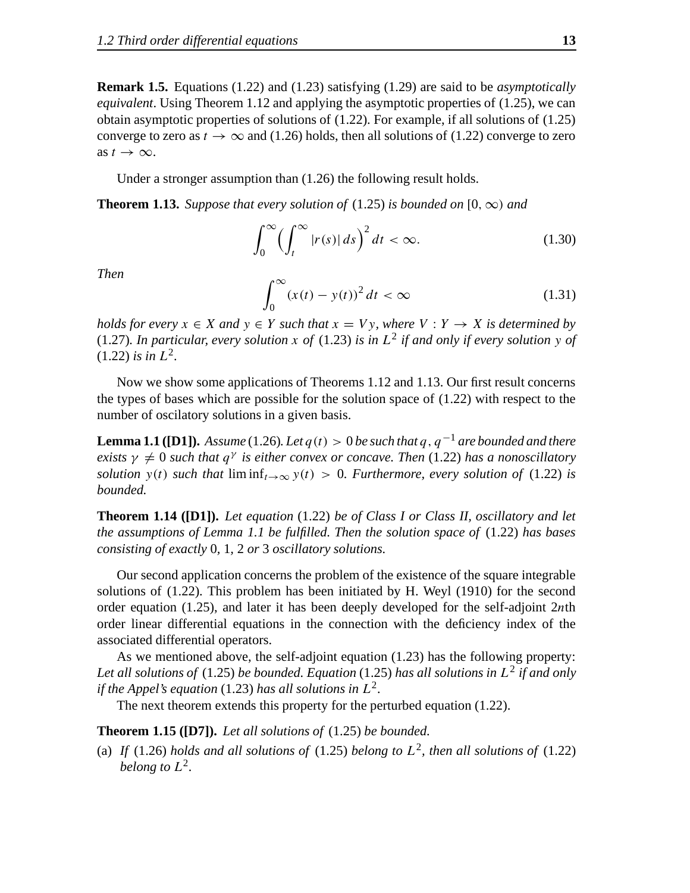**Remark 1.5.** Equations (1.22) and (1.23) satisfying (1.29) are said to be *asymptotically equivalent*. Using Theorem 1.12 and applying the asymptotic properties of (1.25), we can obtain asymptotic properties of solutions of (1.22). For example, if all solutions of (1.25) converge to zero as $t \to \infty$ and (1.26) holds, then all solutions of (1.22) converge to zero as $t \to \infty$.

Under a stronger assumption than (1.26) the following result holds.

**Theorem 1.13.** *Suppose that every solution of* (1.25) *is bounded on* $[0, \infty)$ *and*

$$\int_0^\infty \Big( \int_t^\infty |r(s)|\, ds \Big)^2 dt < \infty. \tag{1.30}$$

*Then*

$$\int_0^\infty (x(t) - y(t))^2\, dt < \infty \tag{1.31}$$

*holds for every* $x \in X$ *and* $y \in Y$ *such that* $x = Vy$, *where* $V : Y \to X$ *is determined by* (1.27)*. In particular, every solution* $x$ *of* (1.23) *is in* $L^2$ *if and only if every solution* $y$ *of* (1.22) *is in* $L^2$.

Now we show some applications of Theorems 1.12 and 1.13. Our first result concerns the types of bases which are possible for the solution space of (1.22) with respect to the number of oscilatory solutions in a given basis.

**Lemma 1.1 ([D1]).** *Assume* (1.26)*. Let* $q(t) > 0$ *be such that* $q$, $q^{-1}$ *are bounded and there exists* $\gamma \neq 0$ *such that* $q^\gamma$ *is either convex or concave. Then* (1.22) *has a nonoscillatory solution* $y(t)$ *such that* $\liminf_{t\to\infty} y(t) > 0$*. Furthermore, every solution of* (1.22) *is bounded.*

**Theorem 1.14 ([D1]).** *Let equation* (1.22) *be of Class I or Class II, oscillatory and let the assumptions of Lemma 1.1 be fulfilled. Then the solution space of* (1.22) *has bases consisting of exactly* 0, 1, 2 *or* 3 *oscillatory solutions.*

Our second application concerns the problem of the existence of the square integrable solutions of (1.22). This problem has been initiated by H. Weyl (1910) for the second order equation (1.25), and later it has been deeply developed for the self-adjoint $2n$th order linear differential equations in the connection with the deficiency index of the associated differential operators.

As we mentioned above, the self-adjoint equation (1.23) has the following property: *Let all solutions of* (1.25) *be bounded. Equation* (1.25) *has all solutions in* $L^2$ *if and only if the Appel's equation* (1.23) *has all solutions in* $L^2$.

The next theorem extends this property for the perturbed equation (1.22).

**Theorem 1.15 ([D7]).** *Let all solutions of* (1.25) *be bounded.*

(a) *If* (1.26) *holds and all solutions of* (1.25) *belong to* $L^2$, *then all solutions of* (1.22) *belong to* $L^2$.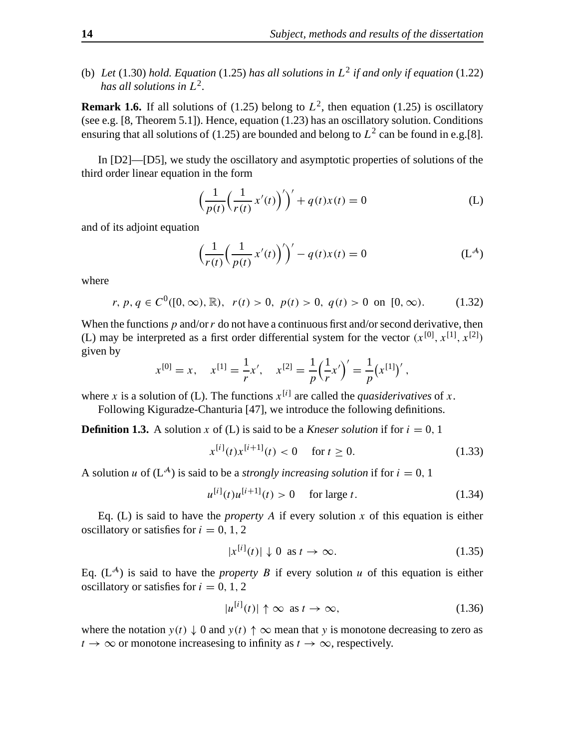(b) *Let* (1.30) *hold. Equation* (1.25) *has all solutions in* $L^2$ *if and only if equation* (1.22) *has all solutions in* $L^2$.

**Remark 1.6.** If all solutions of (1.25) belong to $L^2$, then equation (1.25) is oscillatory (see e.g. [8, Theorem 5.1]). Hence, equation (1.23) has an oscillatory solution. Conditions ensuring that all solutions of (1.25) are bounded and belong to $L^2$ can be found in e.g.[8].

In [D2]—[D5], we study the oscillatory and asymptotic properties of solutions of the third order linear equation in the form

$$\Big(\frac{1}{p(t)}\Big(\frac{1}{r(t)}\,x'(t)\Big)'\Big)' + q(t)x(t) = 0 \tag{L}$$

and of its adjoint equation

$$\Big(\frac{1}{r(t)}\Big(\frac{1}{p(t)}\,x'(t)\Big)'\Big)' - q(t)x(t) = 0 \tag{$\mathrm{L}^{\mathcal{A}}$}$$

where

$$r, p, q \in C^0([0,\infty), \mathbb{R}), \quad r(t) > 0, \ p(t) > 0, \ q(t) > 0 \ \text{ on } \ [0,\infty). \tag{1.32}$$

When the functions $p$ and/or $r$ do not have a continuous first and/or second derivative, then (L) may be interpreted as a first order differential system for the vector $(x^{[0]}, x^{[1]}, x^{[2]})$ given by

$$x^{[0]} = x, \quad x^{[1]} = \frac{1}{r}x', \quad x^{[2]} = \frac{1}{p}\Big(\frac{1}{r}x'\Big)' = \frac{1}{p}\big(x^{[1]}\big)',$$

where $x$ is a solution of (L). The functions $x^{[i]}$ are called the *quasiderivatives* of $x$.

Following Kiguradze-Chanturia [47], we introduce the following definitions.

**Definition 1.3.** A solution $x$ of (L) is said to be a *Kneser solution* if for $i = 0, 1$

$$x^{[i]}(t)x^{[i+1]}(t) < 0 \quad \text{ for } t \ge 0. \tag{1.33}$$

A solution $u$ of ($\mathrm{L}^{\mathcal{A}}$) is said to be a *strongly increasing solution* if for $i = 0, 1$

$$u^{[i]}(t)u^{[i+1]}(t) > 0 \quad \text{ for large } t. \tag{1.34}$$

Eq. (L) is said to have the *property A* if every solution $x$ of this equation is either oscillatory or satisfies for $i = 0, 1, 2$

$$|x^{[i]}(t)| \downarrow 0 \ \text{ as } t \to \infty. \tag{1.35}$$

Eq. ($\mathrm{L}^{\mathcal{A}}$) is said to have the *property B* if every solution $u$ of this equation is either oscillatory or satisfies for $i = 0, 1, 2$

$$|u^{[i]}(t)| \uparrow \infty \ \text{ as } t \to \infty, \tag{1.36}$$

where the notation $y(t) \downarrow 0$ and $y(t) \uparrow \infty$ mean that $y$ is monotone decreasing to zero as $t \to \infty$ or monotone increasesing to infinity as $t \to \infty$, respectively.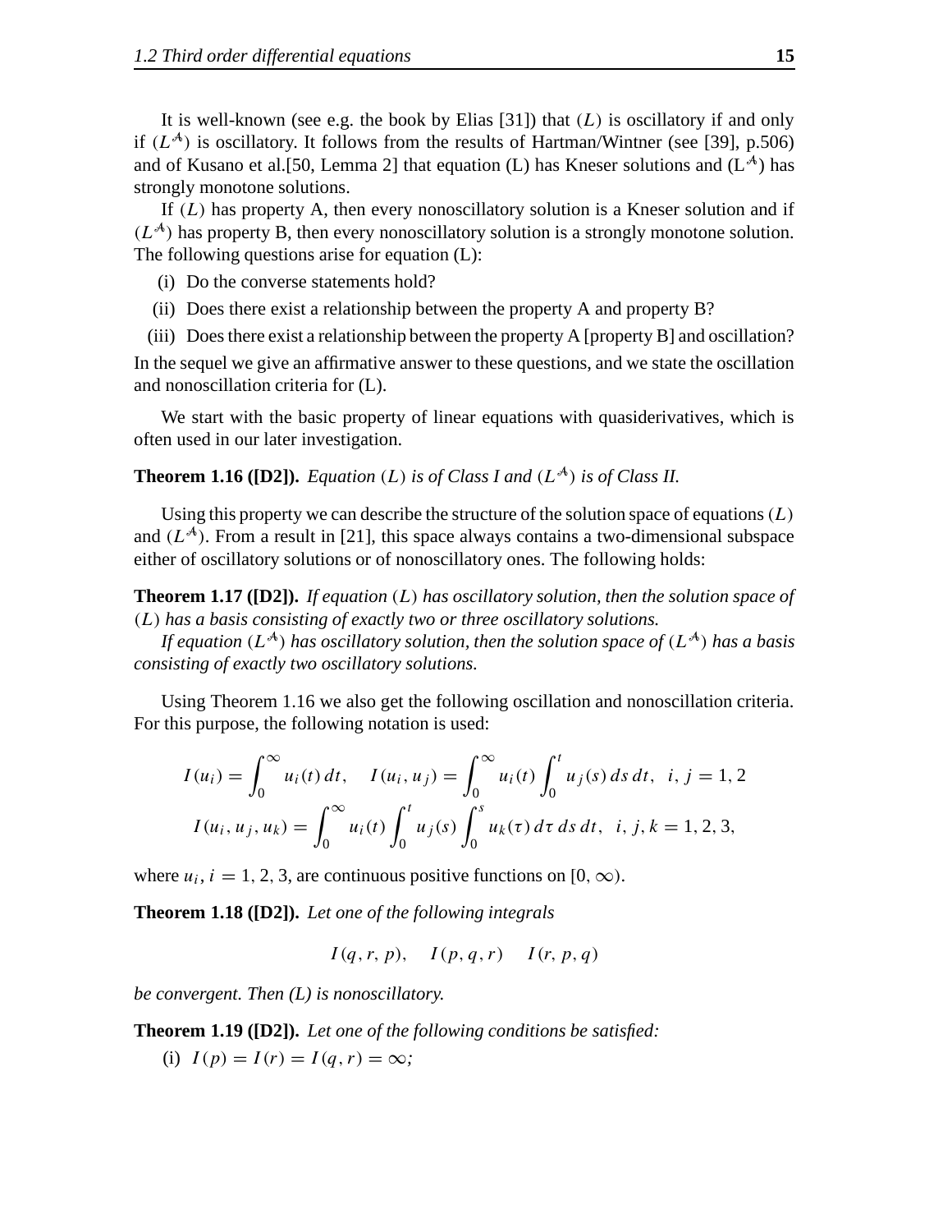It is well-known (see e.g. the book by Elias [31]) that $(L)$ is oscillatory if and only if $(L^{\mathcal{A}})$ is oscillatory. It follows from the results of Hartman/Wintner (see [39], p.506) and of Kusano et al.[50, Lemma 2] that equation (L) has Kneser solutions and ($L^{\mathcal{A}}$) has strongly monotone solutions.

If $(L)$ has property A, then every nonoscillatory solution is a Kneser solution and if $(L^{\mathcal{A}})$ has property B, then every nonoscillatory solution is a strongly monotone solution. The following questions arise for equation (L):

(i) Do the converse statements hold?

(ii) Does there exist a relationship between the property A and property B?

(iii) Does there exist a relationship between the property A [property B] and oscillation?

In the sequel we give an affirmative answer to these questions, and we state the oscillation and nonoscillation criteria for (L).

We start with the basic property of linear equations with quasiderivatives, which is often used in our later investigation.

**Theorem 1.16 ([D2]).** *Equation $(L)$ is of Class I and $(L^{\mathcal{A}})$ is of Class II.*

Using this property we can describe the structure of the solution space of equations $(L)$ and $(L^{\mathcal{A}})$. From a result in [21], this space always contains a two-dimensional subspace either of oscillatory solutions or of nonoscillatory ones. The following holds:

**Theorem 1.17 ([D2]).** *If equation $(L)$ has oscillatory solution, then the solution space of $(L)$ has a basis consisting of exactly two or three oscillatory solutions.*

*If equation $(L^{\mathcal{A}})$ has oscillatory solution, then the solution space of $(L^{\mathcal{A}})$ has a basis consisting of exactly two oscillatory solutions.*

Using Theorem 1.16 we also get the following oscillation and nonoscillation criteria. For this purpose, the following notation is used:

$$I(u_i) = \int_0^\infty u_i(t)\,dt, \quad I(u_i, u_j) = \int_0^\infty u_i(t) \int_0^t u_j(s)\,ds\,dt, \;\; i, j = 1, 2$$

$$I(u_i, u_j, u_k) = \int_0^\infty u_i(t) \int_0^t u_j(s) \int_0^s u_k(\tau)\,d\tau\,ds\,dt, \;\; i, j, k = 1, 2, 3,$$

where $u_i$, $i = 1, 2, 3$, are continuous positive functions on $[0, \infty)$.

**Theorem 1.18 ([D2]).** *Let one of the following integrals*

$$I(q, r, p), \quad I(p, q, r) \quad I(r, p, q)$$

*be convergent. Then (L) is nonoscillatory.*

**Theorem 1.19 ([D2]).** *Let one of the following conditions be satisfied:*

(i) $I(p) = I(r) = I(q, r) = \infty$;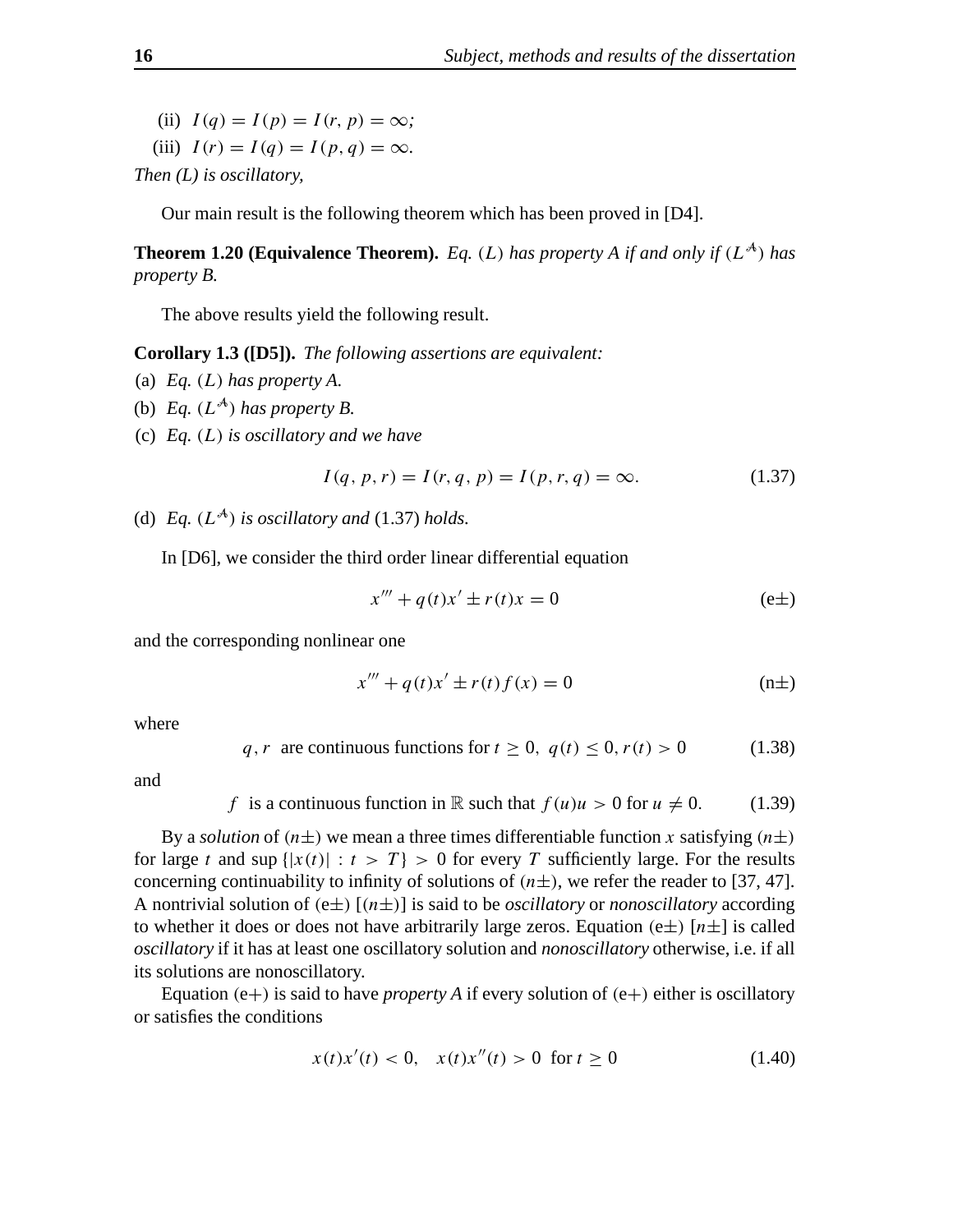(ii) $I(q) = I(p) = I(r, p) = \infty$;

(iii) $I(r) = I(q) = I(p, q) = \infty$.

*Then (L) is oscillatory,*

Our main result is the following theorem which has been proved in [D4].

**Theorem 1.20 (Equivalence Theorem).** *Eq.* $(L)$ *has property A if and only if* $(L^{\mathcal{A}})$ *has property B.*

The above results yield the following result.

**Corollary 1.3 ([D5]).** *The following assertions are equivalent:*

(a) *Eq.* $(L)$ *has property A.*

(b) *Eq.* $(L^{\mathcal{A}})$ *has property B.*

(c) *Eq.* $(L)$ *is oscillatory and we have*

$$I(q, p, r) = I(r, q, p) = I(p, r, q) = \infty. \tag{1.37}$$

(d) *Eq.* $(L^{\mathcal{A}})$ *is oscillatory and* (1.37) *holds.*

In [D6], we consider the third order linear differential equation

$$x''' + q(t)x' \pm r(t)x = 0 \tag{e$\pm$}$$

and the corresponding nonlinear one

$$x''' + q(t)x' \pm r(t)f(x) = 0 \tag{n$\pm$}$$

where

$$q, r \text{ are continuous functions for } t \geq 0,\ q(t) \leq 0, r(t) > 0 \tag{1.38}$$

and

$$f \text{ is a continuous function in } \mathbb{R} \text{ such that } f(u)u > 0 \text{ for } u \neq 0. \tag{1.39}$$

By a *solution* of $(n\pm)$ we mean a three times differentiable function $x$ satisfying $(n\pm)$ for large $t$ and $\sup\{|x(t)| : t > T\} > 0$ for every $T$ sufficiently large. For the results concerning continuability to infinity of solutions of $(n\pm)$, we refer the reader to [37, 47]. A nontrivial solution of (e$\pm$) [$(n\pm)$] is said to be *oscillatory* or *nonoscillatory* according to whether it does or does not have arbitrarily large zeros. Equation (e$\pm$) [$n\pm$] is called *oscillatory* if it has at least one oscillatory solution and *nonoscillatory* otherwise, i.e. if all its solutions are nonoscillatory.

Equation (e$+$) is said to have *property A* if every solution of (e$+$) either is oscillatory or satisfies the conditions

$$x(t)x'(t) < 0, \quad x(t)x''(t) > 0 \text{ for } t \geq 0 \tag{1.40}$$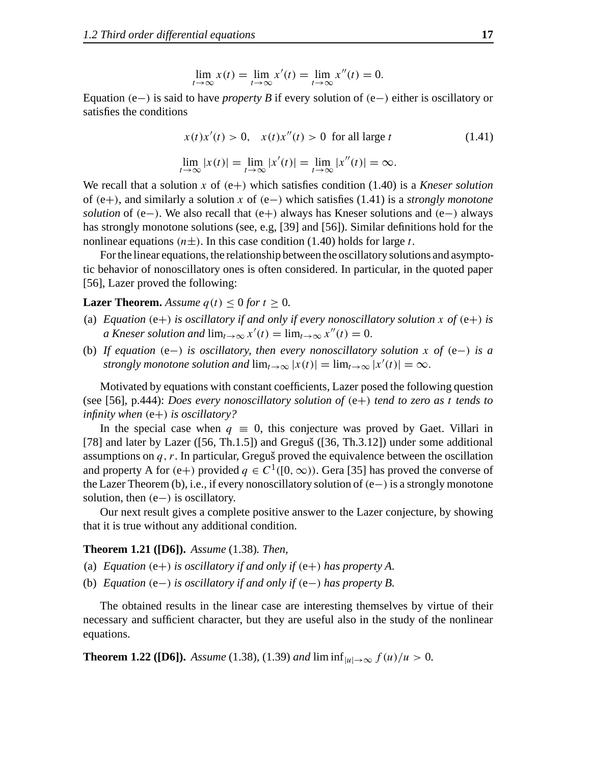$$\lim_{t\to\infty} x(t) = \lim_{t\to\infty} x'(t) = \lim_{t\to\infty} x''(t) = 0.$$

Equation (e−) is said to have *property B* if every solution of (e−) either is oscillatory or satisfies the conditions

$$x(t)x'(t) > 0, \quad x(t)x''(t) > 0 \text{ for all large } t \tag{1.41}$$

$$\lim_{t\to\infty} |x(t)| = \lim_{t\to\infty} |x'(t)| = \lim_{t\to\infty} |x''(t)| = \infty.$$

We recall that a solution $x$ of (e+) which satisfies condition (1.40) is a *Kneser solution* of (e+), and similarly a solution $x$ of (e−) which satisfies (1.41) is a *strongly monotone solution* of (e−). We also recall that (e+) always has Kneser solutions and (e−) always has strongly monotone solutions (see, e.g, [39] and [56]). Similar definitions hold for the nonlinear equations ($n\pm$). In this case condition (1.40) holds for large $t$.

For the linear equations, the relationship between the oscillatory solutions and asymptotic behavior of nonoscillatory ones is often considered. In particular, in the quoted paper [56], Lazer proved the following:

**Lazer Theorem.** *Assume $q(t) \le 0$ for $t \ge 0$.*

(a) *Equation* (e+) *is oscillatory if and only if every nonoscillatory solution $x$ of* (e+) *is a Kneser solution and* $\lim_{t\to\infty} x'(t) = \lim_{t\to\infty} x''(t) = 0$.

(b) *If equation* (e−) *is oscillatory, then every nonoscillatory solution $x$ of* (e−) *is a strongly monotone solution and* $\lim_{t\to\infty} |x(t)| = \lim_{t\to\infty} |x'(t)| = \infty$.

Motivated by equations with constant coefficients, Lazer posed the following question (see [56], p.444): *Does every nonoscillatory solution of* (e+) *tend to zero as $t$ tends to infinity when* (e+) *is oscillatory?*

In the special case when $q \equiv 0$, this conjecture was proved by Gaet. Villari in [78] and later by Lazer ([56, Th.1.5]) and Greguš ([36, Th.3.12]) under some additional assumptions on $q, r$. In particular, Greguš proved the equivalence between the oscillation and property A for (e+) provided $q \in C^1([0,\infty))$. Gera [35] has proved the converse of the Lazer Theorem (b), i.e., if every nonoscillatory solution of (e−) is a strongly monotone solution, then (e−) is oscillatory.

Our next result gives a complete positive answer to the Lazer conjecture, by showing that it is true without any additional condition.

**Theorem 1.21 ([D6]).** *Assume* (1.38)*. Then,*

(a) *Equation* (e+) *is oscillatory if and only if* (e+) *has property A.*

(b) *Equation* (e−) *is oscillatory if and only if* (e−) *has property B.*

The obtained results in the linear case are interesting themselves by virtue of their necessary and sufficient character, but they are useful also in the study of the nonlinear equations.

**Theorem 1.22 ([D6]).** *Assume* (1.38), (1.39) *and* $\liminf_{|u|\to\infty} f(u)/u > 0$.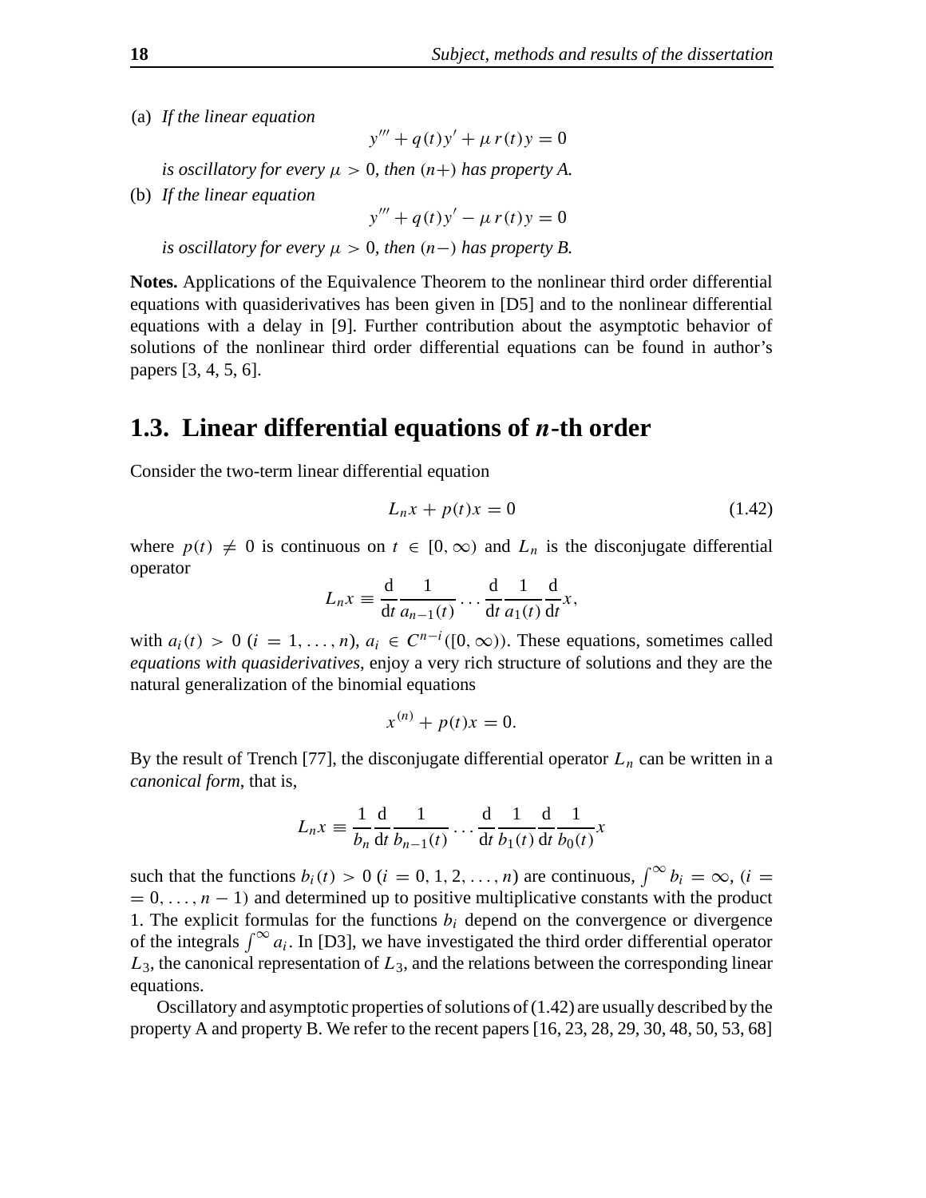(a) *If the linear equation*

$$y''' + q(t)y' + \mu\, r(t)y = 0$$

*is oscillatory for every* $\mu > 0$*, then* $(n+)$ *has property A.*

(b) *If the linear equation*

$$y''' + q(t)y' - \mu\, r(t)y = 0$$

*is oscillatory for every* $\mu > 0$*, then* $(n-)$ *has property B.*

**Notes.** Applications of the Equivalence Theorem to the nonlinear third order differential equations with quasiderivatives has been given in [D5] and to the nonlinear differential equations with a delay in [9]. Further contribution about the asymptotic behavior of solutions of the nonlinear third order differential equations can be found in author's papers [3, 4, 5, 6].

## 1.3. Linear differential equations of *n*-th order

Consider the two-term linear differential equation

$$L_n x + p(t)x = 0 \tag{1.42}$$

where $p(t) \neq 0$ is continuous on $t \in [0, \infty)$ and $L_n$ is the disconjugate differential operator

$$L_n x \equiv \frac{\mathrm{d}}{\mathrm{d}t}\frac{1}{a_{n-1}(t)} \cdots \frac{\mathrm{d}}{\mathrm{d}t}\frac{1}{a_1(t)}\frac{\mathrm{d}}{\mathrm{d}t}x,$$

with $a_i(t) > 0$ $(i = 1, \ldots, n)$, $a_i \in C^{n-i}([0, \infty))$. These equations, sometimes called *equations with quasiderivatives*, enjoy a very rich structure of solutions and they are the natural generalization of the binomial equations

$$x^{(n)} + p(t)x = 0.$$

By the result of Trench [77], the disconjugate differential operator $L_n$ can be written in a *canonical form*, that is,

$$L_n x \equiv \frac{1}{b_n}\frac{\mathrm{d}}{\mathrm{d}t}\frac{1}{b_{n-1}(t)} \cdots \frac{\mathrm{d}}{\mathrm{d}t}\frac{1}{b_1(t)}\frac{\mathrm{d}}{\mathrm{d}t}\frac{1}{b_0(t)}x$$

such that the functions $b_i(t) > 0$ $(i = 0, 1, 2, \ldots, n)$ are continuous, $\int^\infty b_i = \infty$, $(i = 0, \ldots, n-1)$ and determined up to positive multiplicative constants with the product 1. The explicit formulas for the functions $b_i$ depend on the convergence or divergence of the integrals $\int^\infty a_i$. In [D3], we have investigated the third order differential operator $L_3$, the canonical representation of $L_3$, and the relations between the corresponding linear equations.

Oscillatory and asymptotic properties of solutions of (1.42) are usually described by the property A and property B. We refer to the recent papers [16, 23, 28, 29, 30, 48, 50, 53, 68]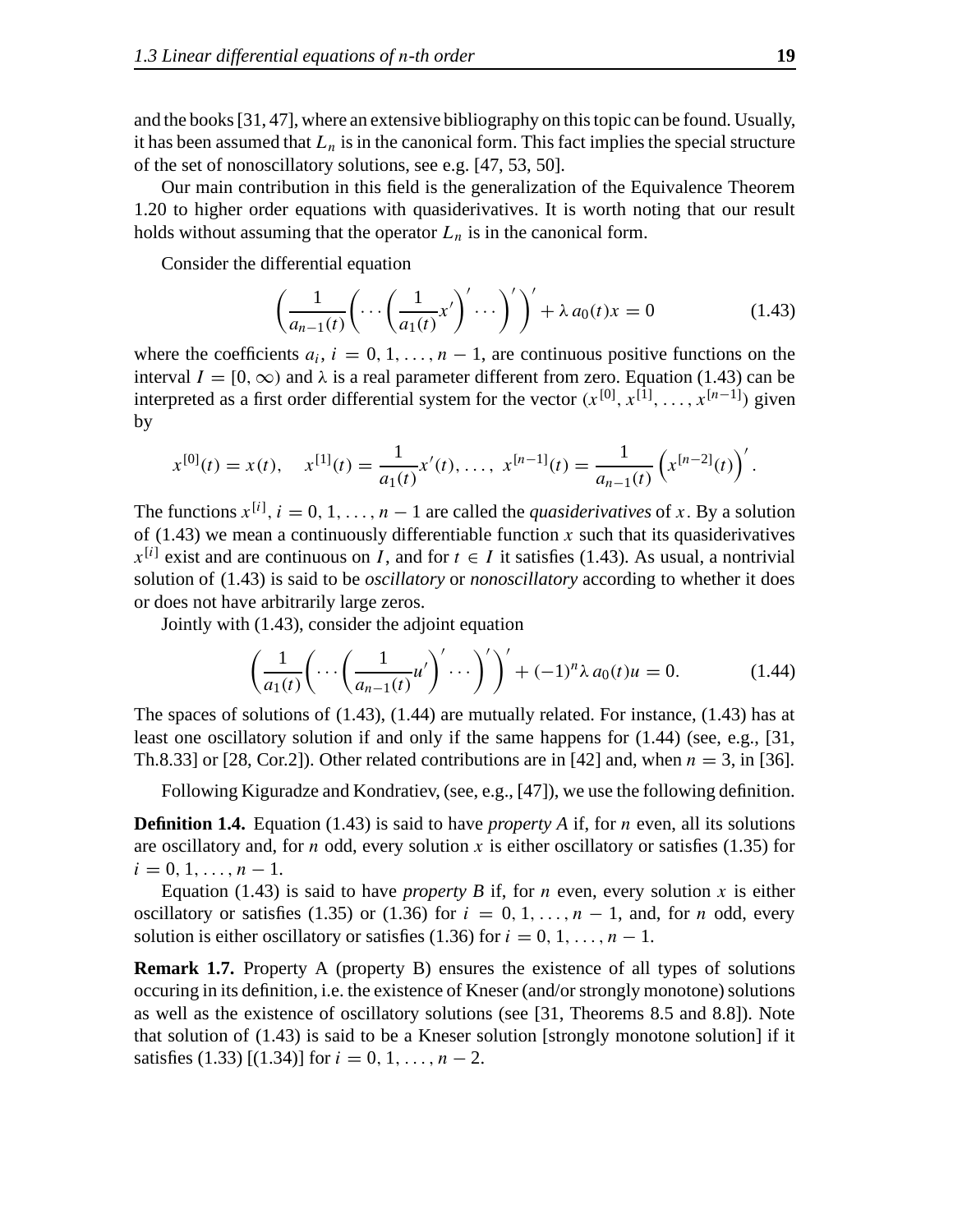and the books [31, 47], where an extensive bibliography on this topic can be found. Usually, it has been assumed that $L_n$ is in the canonical form. This fact implies the special structure of the set of nonoscillatory solutions, see e.g. [47, 53, 50].

Our main contribution in this field is the generalization of the Equivalence Theorem 1.20 to higher order equations with quasiderivatives. It is worth noting that our result holds without assuming that the operator $L_n$ is in the canonical form.

Consider the differential equation

$$\left(\frac{1}{a_{n-1}(t)}\left(\cdots\left(\frac{1}{a_1(t)}x'\right)'\cdots\right)'\right)' + \lambda\, a_0(t)x = 0 \tag{1.43}$$

where the coefficients $a_i$, $i = 0, 1, \ldots, n-1$, are continuous positive functions on the interval $I = [0, \infty)$ and $\lambda$ is a real parameter different from zero. Equation (1.43) can be interpreted as a first order differential system for the vector $(x^{[0]}, x^{[1]}, \ldots, x^{[n-1]})$ given by

$$x^{[0]}(t) = x(t), \quad x^{[1]}(t) = \frac{1}{a_1(t)}x'(t), \ldots,\ x^{[n-1]}(t) = \frac{1}{a_{n-1}(t)}\left(x^{[n-2]}(t)\right)'.$$

The functions $x^{[i]}$, $i = 0, 1, \ldots, n-1$ are called the *quasiderivatives* of $x$. By a solution of (1.43) we mean a continuously differentiable function $x$ such that its quasiderivatives $x^{[i]}$ exist and are continuous on $I$, and for $t \in I$ it satisfies (1.43). As usual, a nontrivial solution of (1.43) is said to be *oscillatory* or *nonoscillatory* according to whether it does or does not have arbitrarily large zeros.

Jointly with (1.43), consider the adjoint equation

$$\left(\frac{1}{a_1(t)}\left(\cdots\left(\frac{1}{a_{n-1}(t)}u'\right)'\cdots\right)'\right)' + (-1)^n\lambda\, a_0(t)u = 0. \tag{1.44}$$

The spaces of solutions of (1.43), (1.44) are mutually related. For instance, (1.43) has at least one oscillatory solution if and only if the same happens for (1.44) (see, e.g., [31, Th.8.33] or [28, Cor.2]). Other related contributions are in [42] and, when $n = 3$, in [36].

Following Kiguradze and Kondratiev, (see, e.g., [47]), we use the following definition.

**Definition 1.4.** Equation (1.43) is said to have *property A* if, for $n$ even, all its solutions are oscillatory and, for $n$ odd, every solution $x$ is either oscillatory or satisfies (1.35) for $i = 0, 1, \ldots, n-1$.

Equation (1.43) is said to have *property B* if, for $n$ even, every solution $x$ is either oscillatory or satisfies (1.35) or (1.36) for $i = 0, 1, \ldots, n-1$, and, for $n$ odd, every solution is either oscillatory or satisfies (1.36) for $i = 0, 1, \ldots, n-1$.

**Remark 1.7.** Property A (property B) ensures the existence of all types of solutions occuring in its definition, i.e. the existence of Kneser (and/or strongly monotone) solutions as well as the existence of oscillatory solutions (see [31, Theorems 8.5 and 8.8]). Note that solution of (1.43) is said to be a Kneser solution [strongly monotone solution] if it satisfies (1.33) [(1.34)] for $i = 0, 1, \ldots, n-2$.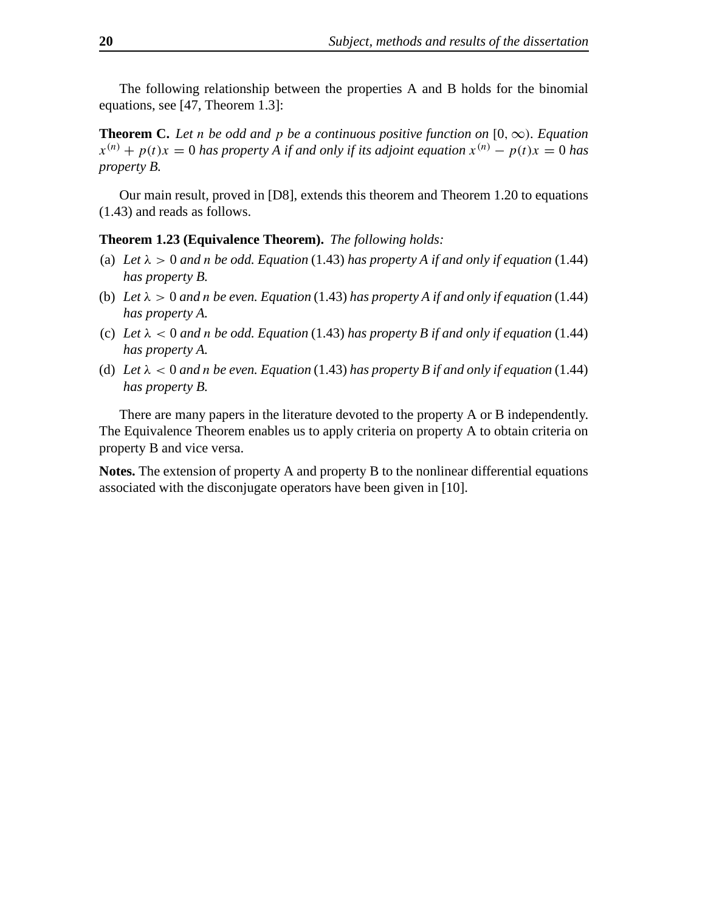The following relationship between the properties A and B holds for the binomial equations, see [47, Theorem 1.3]:

**Theorem C.** *Let $n$ be odd and $p$ be a continuous positive function on $[0, \infty)$. Equation $x^{(n)} + p(t)x = 0$ has property A if and only if its adjoint equation $x^{(n)} - p(t)x = 0$ has property B.*

Our main result, proved in [D8], extends this theorem and Theorem 1.20 to equations (1.43) and reads as follows.

**Theorem 1.23 (Equivalence Theorem).** *The following holds:*

(a) *Let $\lambda > 0$ and $n$ be odd. Equation* (1.43) *has property A if and only if equation* (1.44) *has property B.*

(b) *Let $\lambda > 0$ and $n$ be even. Equation* (1.43) *has property A if and only if equation* (1.44) *has property A.*

(c) *Let $\lambda < 0$ and $n$ be odd. Equation* (1.43) *has property B if and only if equation* (1.44) *has property A.*

(d) *Let $\lambda < 0$ and $n$ be even. Equation* (1.43) *has property B if and only if equation* (1.44) *has property B.*

There are many papers in the literature devoted to the property A or B independently. The Equivalence Theorem enables us to apply criteria on property A to obtain criteria on property B and vice versa.

**Notes.** The extension of property A and property B to the nonlinear differential equations associated with the disconjugate operators have been given in [10].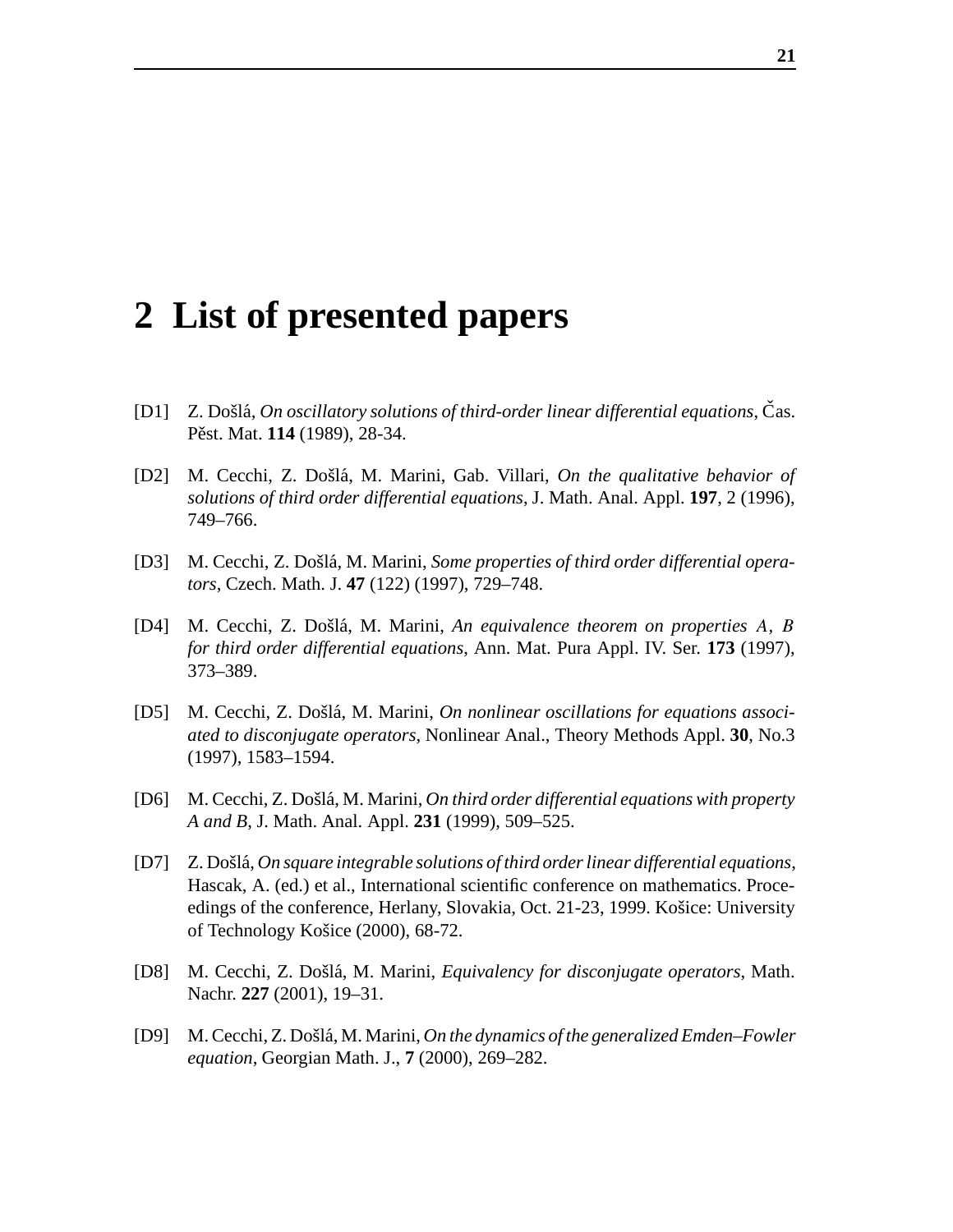# 2 List of presented papers

[D1] Z. Došlá, *On oscillatory solutions of third-order linear differential equations*, Čas. Pěst. Mat. **114** (1989), 28-34.

[D2] M. Cecchi, Z. Došlá, M. Marini, Gab. Villari, *On the qualitative behavior of solutions of third order differential equations*, J. Math. Anal. Appl. **197**, 2 (1996), 749–766.

[D3] M. Cecchi, Z. Došlá, M. Marini, *Some properties of third order differential operators*, Czech. Math. J. **47** (122) (1997), 729–748.

[D4] M. Cecchi, Z. Došlá, M. Marini, *An equivalence theorem on properties $A$, $B$ for third order differential equations*, Ann. Mat. Pura Appl. IV. Ser. **173** (1997), 373–389.

[D5] M. Cecchi, Z. Došlá, M. Marini, *On nonlinear oscillations for equations associated to disconjugate operators*, Nonlinear Anal., Theory Methods Appl. **30**, No.3 (1997), 1583–1594.

[D6] M. Cecchi, Z. Došlá, M. Marini, *On third order differential equations with property A and B*, J. Math. Anal. Appl. **231** (1999), 509–525.

[D7] Z. Došlá, *On square integrable solutions of third order linear differential equations*, Hascak, A. (ed.) et al., International scientific conference on mathematics. Proceedings of the conference, Herlany, Slovakia, Oct. 21-23, 1999. Košice: University of Technology Košice (2000), 68-72.

[D8] M. Cecchi, Z. Došlá, M. Marini, *Equivalency for disconjugate operators*, Math. Nachr. **227** (2001), 19–31.

[D9] M. Cecchi, Z. Došlá, M. Marini, *On the dynamics of the generalized Emden–Fowler equation*, Georgian Math. J., **7** (2000), 269–282.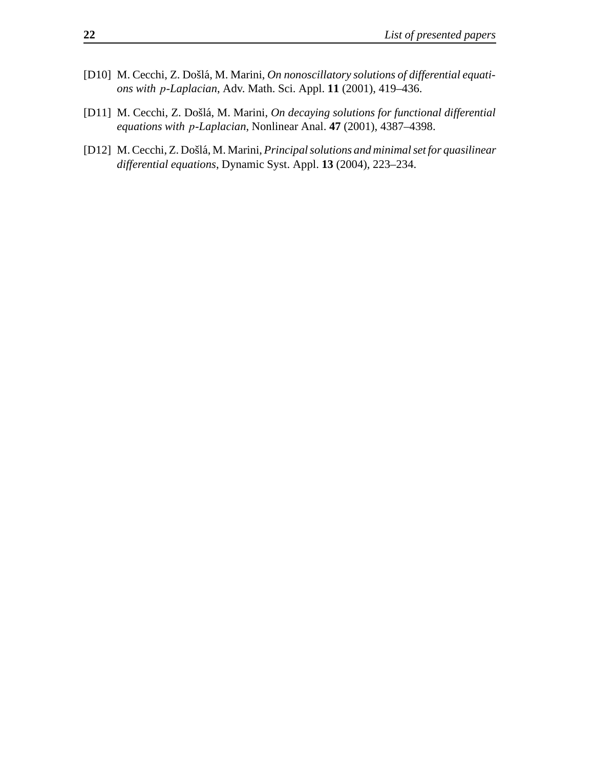[D10] M. Cecchi, Z. Došlá, M. Marini, *On nonoscillatory solutions of differential equations with $p$-Laplacian*, Adv. Math. Sci. Appl. **11** (2001), 419–436.

[D11] M. Cecchi, Z. Došlá, M. Marini, *On decaying solutions for functional differential equations with $p$-Laplacian*, Nonlinear Anal. **47** (2001), 4387–4398.

[D12] M. Cecchi, Z. Došlá, M. Marini, *Principal solutions and minimal set for quasilinear differential equations*, Dynamic Syst. Appl. **13** (2004), 223–234.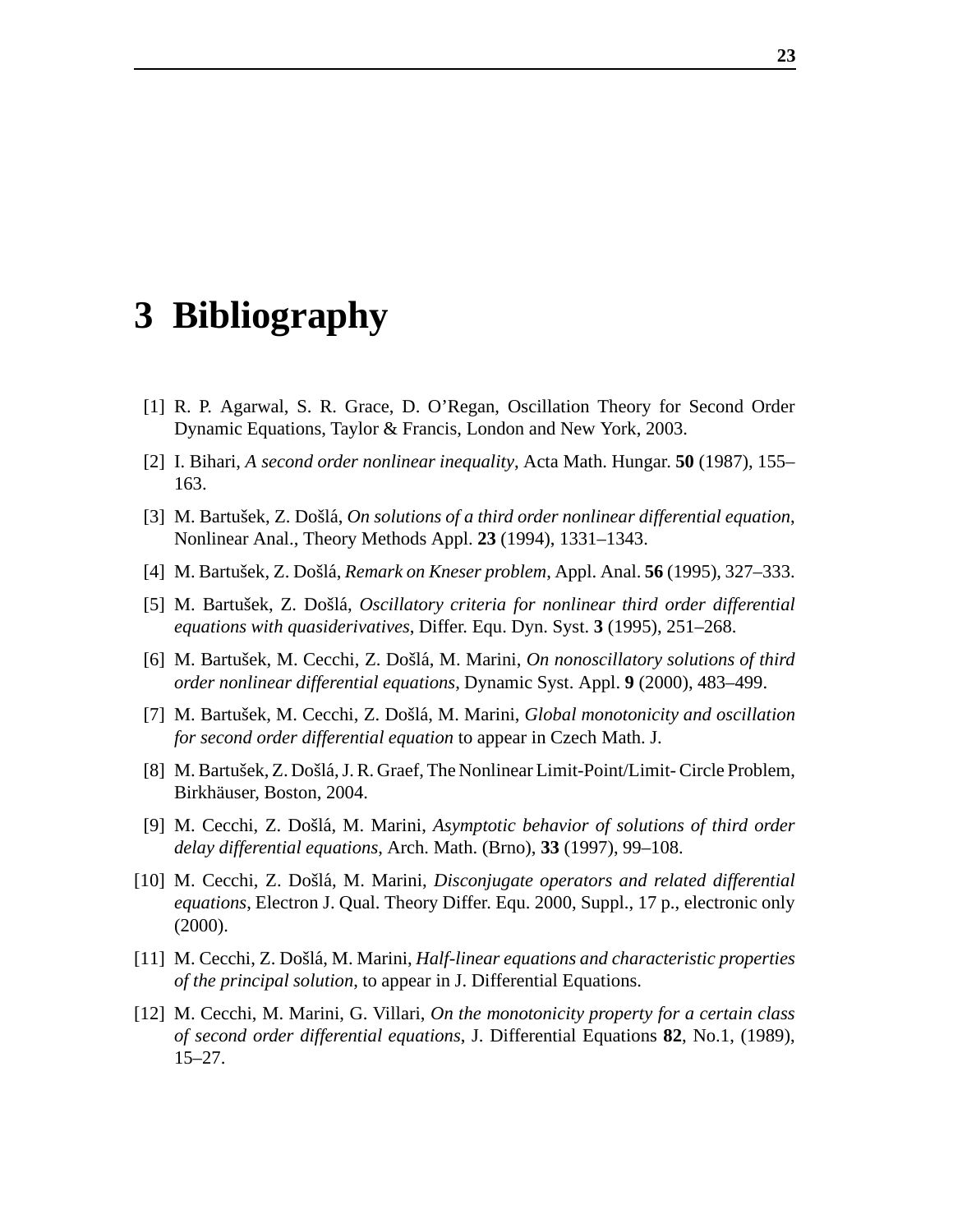# 3 Bibliography

[1] R. P. Agarwal, S. R. Grace, D. O'Regan, Oscillation Theory for Second Order Dynamic Equations, Taylor & Francis, London and New York, 2003.

[2] I. Bihari, *A second order nonlinear inequality*, Acta Math. Hungar. **50** (1987), 155–163.

[3] M. Bartušek, Z. Došlá, *On solutions of a third order nonlinear differential equation*, Nonlinear Anal., Theory Methods Appl. **23** (1994), 1331–1343.

[4] M. Bartušek, Z. Došlá, *Remark on Kneser problem*, Appl. Anal. **56** (1995), 327–333.

[5] M. Bartušek, Z. Došlá, *Oscillatory criteria for nonlinear third order differential equations with quasiderivatives*, Differ. Equ. Dyn. Syst. **3** (1995), 251–268.

[6] M. Bartušek, M. Cecchi, Z. Došlá, M. Marini, *On nonoscillatory solutions of third order nonlinear differential equations*, Dynamic Syst. Appl. **9** (2000), 483–499.

[7] M. Bartušek, M. Cecchi, Z. Došlá, M. Marini, *Global monotonicity and oscillation for second order differential equation* to appear in Czech Math. J.

[8] M. Bartušek, Z. Došlá, J. R. Graef, The Nonlinear Limit-Point/Limit- Circle Problem, Birkhäuser, Boston, 2004.

[9] M. Cecchi, Z. Došlá, M. Marini, *Asymptotic behavior of solutions of third order delay differential equations*, Arch. Math. (Brno), **33** (1997), 99–108.

[10] M. Cecchi, Z. Došlá, M. Marini, *Disconjugate operators and related differential equations*, Electron J. Qual. Theory Differ. Equ. 2000, Suppl., 17 p., electronic only (2000).

[11] M. Cecchi, Z. Došlá, M. Marini, *Half-linear equations and characteristic properties of the principal solution*, to appear in J. Differential Equations.

[12] M. Cecchi, M. Marini, G. Villari, *On the monotonicity property for a certain class of second order differential equations*, J. Differential Equations **82**, No.1, (1989), 15–27.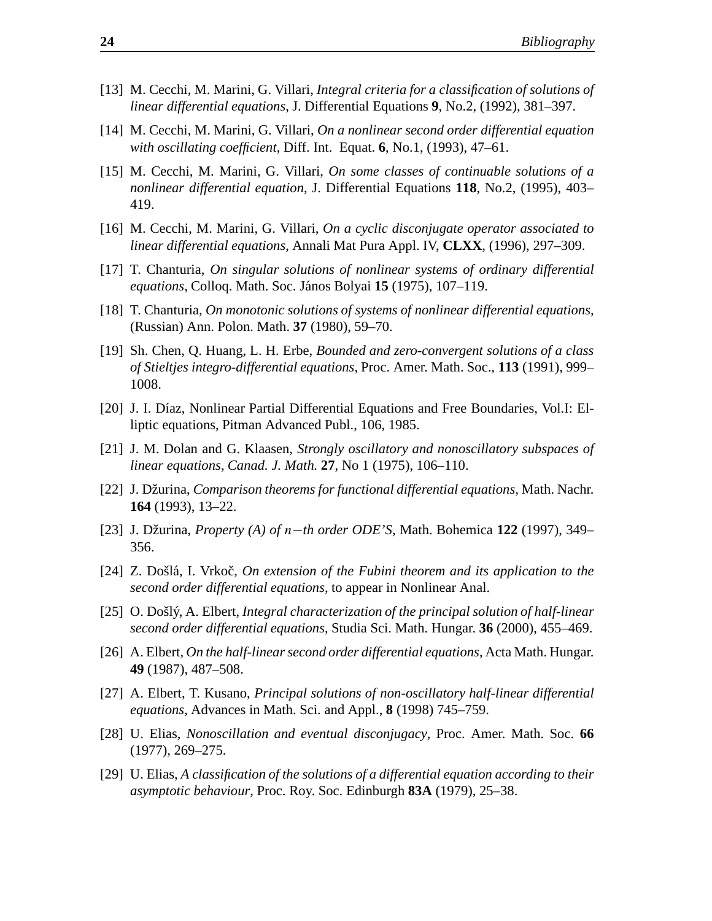[13] M. Cecchi, M. Marini, G. Villari, *Integral criteria for a classification of solutions of linear differential equations*, J. Differential Equations **9**, No.2, (1992), 381–397.

[14] M. Cecchi, M. Marini, G. Villari, *On a nonlinear second order differential equation with oscillating coefficient*, Diff. Int. Equat. **6**, No.1, (1993), 47–61.

[15] M. Cecchi, M. Marini, G. Villari, *On some classes of continuable solutions of a nonlinear differential equation*, J. Differential Equations **118**, No.2, (1995), 403–419.

[16] M. Cecchi, M. Marini, G. Villari, *On a cyclic disconjugate operator associated to linear differential equations*, Annali Mat Pura Appl. IV, **CLXX**, (1996), 297–309.

[17] T. Chanturia, *On singular solutions of nonlinear systems of ordinary differential equations*, Colloq. Math. Soc. János Bolyai **15** (1975), 107–119.

[18] T. Chanturia, *On monotonic solutions of systems of nonlinear differential equations*, (Russian) Ann. Polon. Math. **37** (1980), 59–70.

[19] Sh. Chen, Q. Huang, L. H. Erbe, *Bounded and zero-convergent solutions of a class of Stieltjes integro-differential equations*, Proc. Amer. Math. Soc., **113** (1991), 999–1008.

[20] J. I. Díaz, Nonlinear Partial Differential Equations and Free Boundaries, Vol.I: Elliptic equations, Pitman Advanced Publ., 106, 1985.

[21] J. M. Dolan and G. Klaasen, *Strongly oscillatory and nonoscillatory subspaces of linear equations*, *Canad. J. Math.* **27**, No 1 (1975), 106–110.

[22] J. Džurina, *Comparison theorems for functional differential equations*, Math. Nachr. **164** (1993), 13–22.

[23] J. Džurina, *Property (A) of $n-$th order ODE'S*, Math. Bohemica **122** (1997), 349–356.

[24] Z. Došlá, I. Vrkoč, *On extension of the Fubini theorem and its application to the second order differential equations*, to appear in Nonlinear Anal.

[25] O. Došlý, A. Elbert, *Integral characterization of the principal solution of half-linear second order differential equations*, Studia Sci. Math. Hungar. **36** (2000), 455–469.

[26] A. Elbert, *On the half-linear second order differential equations*, Acta Math. Hungar. **49** (1987), 487–508.

[27] A. Elbert, T. Kusano, *Principal solutions of non-oscillatory half-linear differential equations*, Advances in Math. Sci. and Appl., **8** (1998) 745–759.

[28] U. Elias, *Nonoscillation and eventual disconjugacy*, Proc. Amer. Math. Soc. **66** (1977), 269–275.

[29] U. Elias, *A classification of the solutions of a differential equation according to their asymptotic behaviour*, Proc. Roy. Soc. Edinburgh **83A** (1979), 25–38.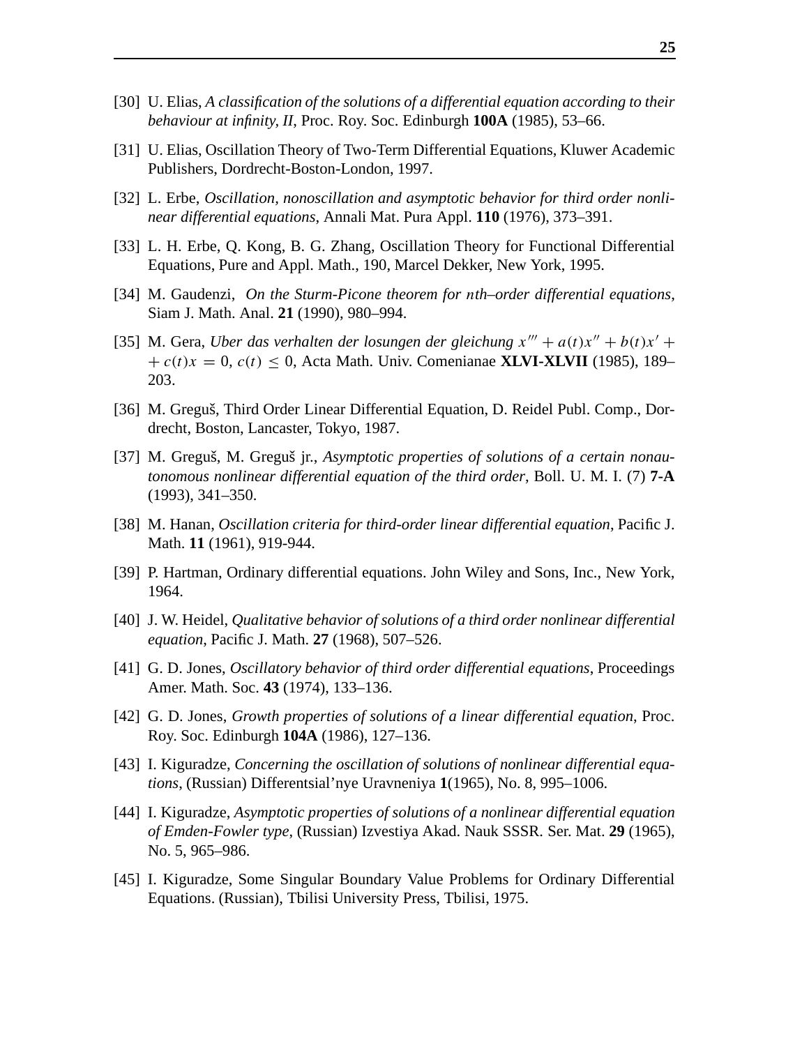[30] U. Elias, *A classification of the solutions of a differential equation according to their behaviour at infinity, II*, Proc. Roy. Soc. Edinburgh **100A** (1985), 53–66.

[31] U. Elias, Oscillation Theory of Two-Term Differential Equations, Kluwer Academic Publishers, Dordrecht-Boston-London, 1997.

[32] L. Erbe, *Oscillation, nonoscillation and asymptotic behavior for third order nonlinear differential equations*, Annali Mat. Pura Appl. **110** (1976), 373–391.

[33] L. H. Erbe, Q. Kong, B. G. Zhang, Oscillation Theory for Functional Differential Equations, Pure and Appl. Math., 190, Marcel Dekker, New York, 1995.

[34] M. Gaudenzi, *On the Sturm-Picone theorem for $n$th–order differential equations*, Siam J. Math. Anal. **21** (1990), 980–994.

[35] M. Gera, *Uber das verhalten der losungen der gleichung $x''' + a(t)x'' + b(t)x' + c(t)x = 0$, $c(t) \leq 0$*, Acta Math. Univ. Comenianae **XLVI-XLVII** (1985), 189–203.

[36] M. Greguš, Third Order Linear Differential Equation, D. Reidel Publ. Comp., Dordrecht, Boston, Lancaster, Tokyo, 1987.

[37] M. Greguš, M. Greguš jr., *Asymptotic properties of solutions of a certain nonautonomous nonlinear differential equation of the third order*, Boll. U. M. I. (7) **7-A** (1993), 341–350.

[38] M. Hanan, *Oscillation criteria for third-order linear differential equation*, Pacific J. Math. **11** (1961), 919-944.

[39] P. Hartman, Ordinary differential equations. John Wiley and Sons, Inc., New York, 1964.

[40] J. W. Heidel, *Qualitative behavior of solutions of a third order nonlinear differential equation*, Pacific J. Math. **27** (1968), 507–526.

[41] G. D. Jones, *Oscillatory behavior of third order differential equations*, Proceedings Amer. Math. Soc. **43** (1974), 133–136.

[42] G. D. Jones, *Growth properties of solutions of a linear differential equation*, Proc. Roy. Soc. Edinburgh **104A** (1986), 127–136.

[43] I. Kiguradze, *Concerning the oscillation of solutions of nonlinear differential equations*, (Russian) Differentsial'nye Uravneniya **1**(1965), No. 8, 995–1006.

[44] I. Kiguradze, *Asymptotic properties of solutions of a nonlinear differential equation of Emden-Fowler type*, (Russian) Izvestiya Akad. Nauk SSSR. Ser. Mat. **29** (1965), No. 5, 965–986.

[45] I. Kiguradze, Some Singular Boundary Value Problems for Ordinary Differential Equations. (Russian), Tbilisi University Press, Tbilisi, 1975.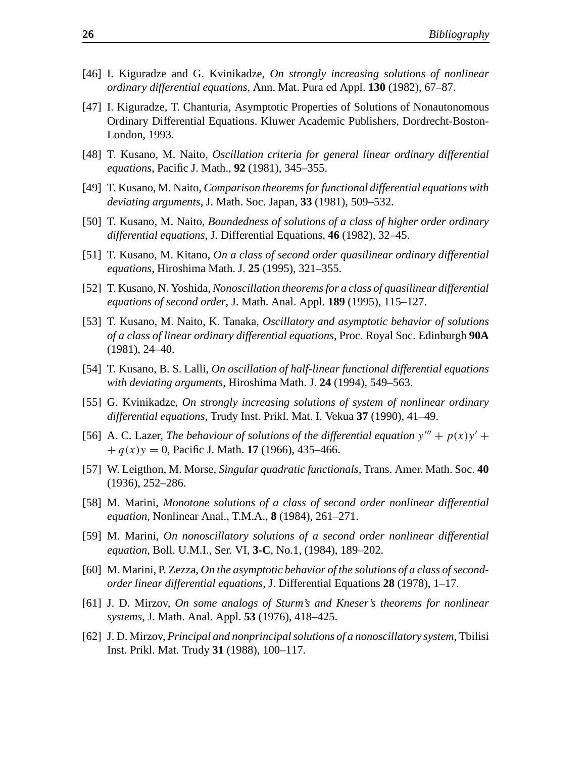[46] I. Kiguradze and G. Kvinikadze, *On strongly increasing solutions of nonlinear ordinary differential equations*, Ann. Mat. Pura ed Appl. **130** (1982), 67–87.

[47] I. Kiguradze, T. Chanturia, Asymptotic Properties of Solutions of Nonautonomous Ordinary Differential Equations. Kluwer Academic Publishers, Dordrecht-Boston-London, 1993.

[48] T. Kusano, M. Naito, *Oscillation criteria for general linear ordinary differential equations*, Pacific J. Math., **92** (1981), 345–355.

[49] T. Kusano, M. Naito, *Comparison theorems for functional differential equations with deviating arguments*, J. Math. Soc. Japan, **33** (1981), 509–532.

[50] T. Kusano, M. Naito, *Boundedness of solutions of a class of higher order ordinary differential equations*, J. Differential Equations, **46** (1982), 32–45.

[51] T. Kusano, M. Kitano, *On a class of second order quasilinear ordinary differential equations*, Hiroshima Math. J. **25** (1995), 321–355.

[52] T. Kusano, N. Yoshida, *Nonoscillation theorems for a class of quasilinear differential equations of second order*, J. Math. Anal. Appl. **189** (1995), 115–127.

[53] T. Kusano, M. Naito, K. Tanaka, *Oscillatory and asymptotic behavior of solutions of a class of linear ordinary differential equations*, Proc. Royal Soc. Edinburgh **90A** (1981), 24–40.

[54] T. Kusano, B. S. Lalli, *On oscillation of half-linear functional differential equations with deviating arguments*, Hiroshima Math. J. **24** (1994), 549–563.

[55] G. Kvinikadze, *On strongly increasing solutions of system of nonlinear ordinary differential equations*, Trudy Inst. Prikl. Mat. I. Vekua **37** (1990), 41–49.

[56] A. C. Lazer, *The behaviour of solutions of the differential equation* $y''' + p(x)y' + q(x)y = 0$, Pacific J. Math. **17** (1966), 435–466.

[57] W. Leigthon, M. Morse, *Singular quadratic functionals*, Trans. Amer. Math. Soc. **40** (1936), 252–286.

[58] M. Marini, *Monotone solutions of a class of second order nonlinear differential equation*, Nonlinear Anal., T.M.A., **8** (1984), 261–271.

[59] M. Marini, *On nonoscillatory solutions of a second order nonlinear differential equation*, Boll. U.M.I., Ser. VI, **3-C**, No.1, (1984), 189–202.

[60] M. Marini, P. Zezza, *On the asymptotic behavior of the solutions of a class of second-order linear differential equations*, J. Differential Equations **28** (1978), 1–17.

[61] J. D. Mirzov, *On some analogs of Sturm's and Kneser's theorems for nonlinear systems*, J. Math. Anal. Appl. **53** (1976), 418–425.

[62] J. D. Mirzov, *Principal and nonprincipal solutions of a nonoscillatory system*, Tbilisi Inst. Prikl. Mat. Trudy **31** (1988), 100–117.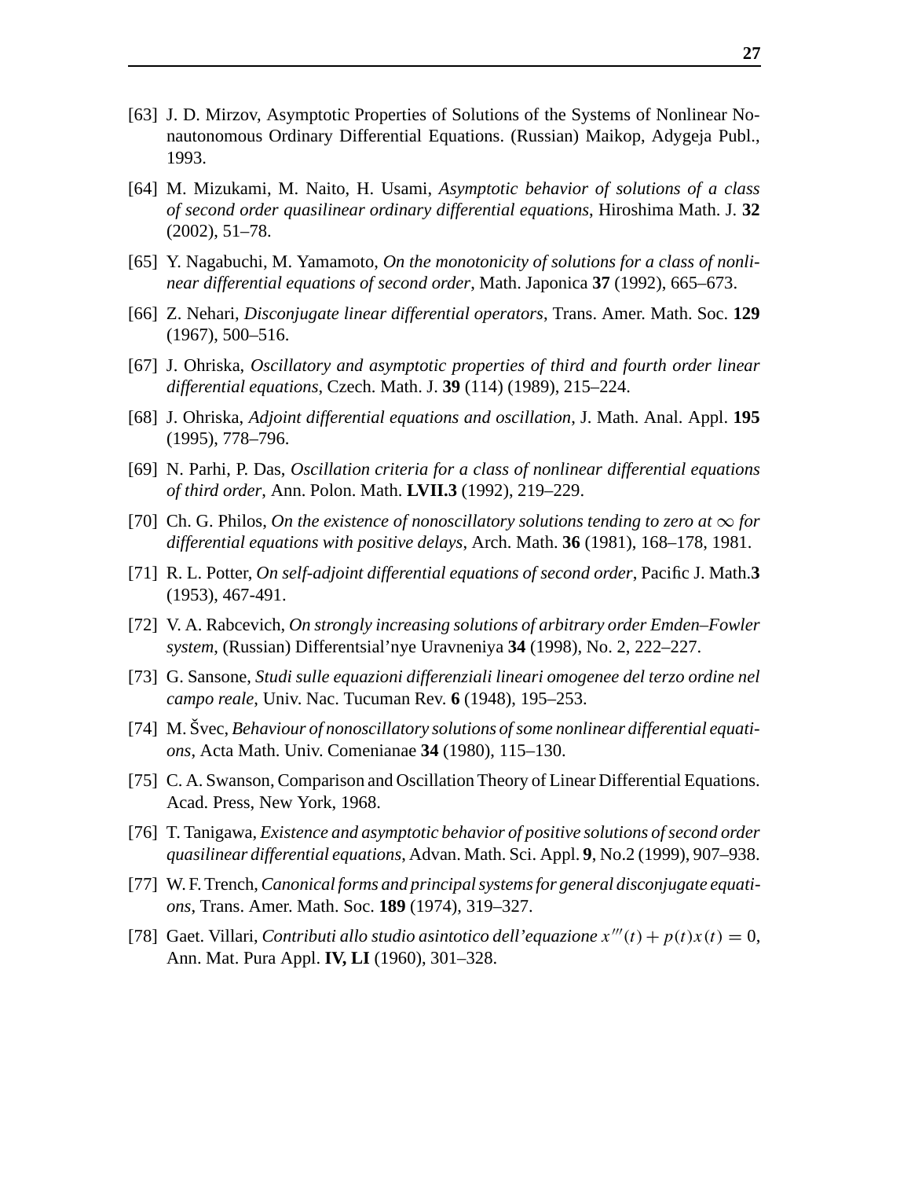[63] J. D. Mirzov, Asymptotic Properties of Solutions of the Systems of Nonlinear Nonautonomous Ordinary Differential Equations. (Russian) Maikop, Adygeja Publ., 1993.

[64] M. Mizukami, M. Naito, H. Usami, *Asymptotic behavior of solutions of a class of second order quasilinear ordinary differential equations*, Hiroshima Math. J. **32** (2002), 51–78.

[65] Y. Nagabuchi, M. Yamamoto, *On the monotonicity of solutions for a class of nonlinear differential equations of second order*, Math. Japonica **37** (1992), 665–673.

[66] Z. Nehari, *Disconjugate linear differential operators*, Trans. Amer. Math. Soc. **129** (1967), 500–516.

[67] J. Ohriska, *Oscillatory and asymptotic properties of third and fourth order linear differential equations*, Czech. Math. J. **39** (114) (1989), 215–224.

[68] J. Ohriska, *Adjoint differential equations and oscillation*, J. Math. Anal. Appl. **195** (1995), 778–796.

[69] N. Parhi, P. Das, *Oscillation criteria for a class of nonlinear differential equations of third order*, Ann. Polon. Math. **LVII.3** (1992), 219–229.

[70] Ch. G. Philos, *On the existence of nonoscillatory solutions tending to zero at $\infty$ for differential equations with positive delays*, Arch. Math. **36** (1981), 168–178, 1981.

[71] R. L. Potter, *On self-adjoint differential equations of second order*, Pacific J. Math.**3** (1953), 467-491.

[72] V. A. Rabcevich, *On strongly increasing solutions of arbitrary order Emden–Fowler system*, (Russian) Differentsial'nye Uravneniya **34** (1998), No. 2, 222–227.

[73] G. Sansone, *Studi sulle equazioni differenziali lineari omogenee del terzo ordine nel campo reale*, Univ. Nac. Tucuman Rev. **6** (1948), 195–253.

[74] M. Švec, *Behaviour of nonoscillatory solutions of some nonlinear differential equations*, Acta Math. Univ. Comenianae **34** (1980), 115–130.

[75] C. A. Swanson, Comparison and Oscillation Theory of Linear Differential Equations. Acad. Press, New York, 1968.

[76] T. Tanigawa, *Existence and asymptotic behavior of positive solutions of second order quasilinear differential equations*, Advan. Math. Sci. Appl. **9**, No.2 (1999), 907–938.

[77] W. F. Trench, *Canonical forms and principal systems for general disconjugate equations*, Trans. Amer. Math. Soc. **189** (1974), 319–327.

[78] Gaet. Villari, *Contributi allo studio asintotico dell'equazione $x'''(t) + p(t)x(t) = 0$*, Ann. Mat. Pura Appl. **IV, LI** (1960), 301–328.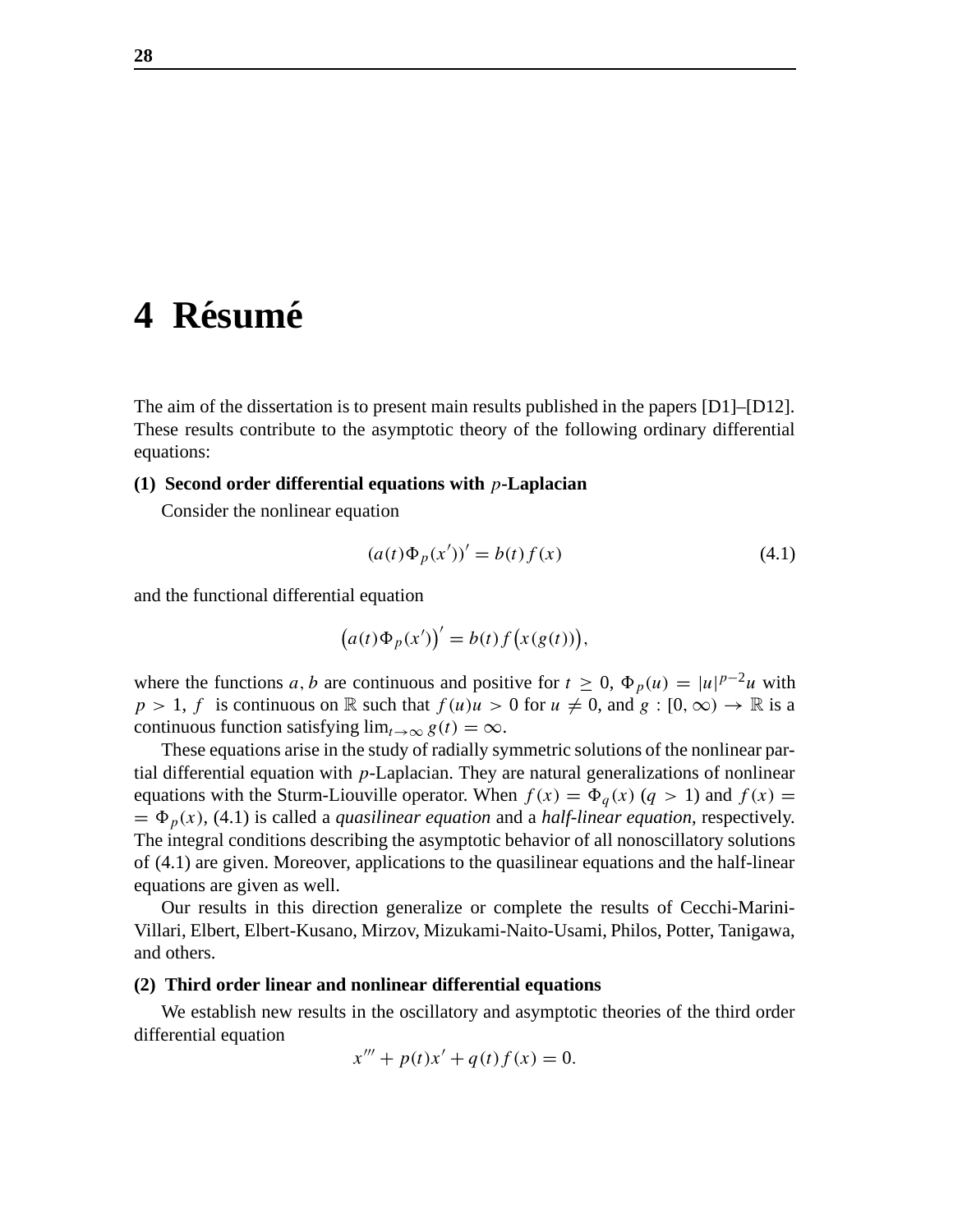# 4 Résumé

The aim of the dissertation is to present main results published in the papers [D1]–[D12]. These results contribute to the asymptotic theory of the following ordinary differential equations:

**(1) Second order differential equations with $p$-Laplacian**

Consider the nonlinear equation

$$(a(t)\Phi_p(x'))' = b(t)f(x) \tag{4.1}$$

and the functional differential equation

$$\big(a(t)\Phi_p(x')\big)' = b(t)f\big(x(g(t))\big),$$

where the functions $a, b$ are continuous and positive for $t \geq 0$, $\Phi_p(u) = |u|^{p-2}u$ with $p > 1$, $f$ is continuous on $\mathbb{R}$ such that $f(u)u > 0$ for $u \neq 0$, and $g : [0, \infty) \to \mathbb{R}$ is a continuous function satisfying $\lim_{t\to\infty} g(t) = \infty$.

These equations arise in the study of radially symmetric solutions of the nonlinear partial differential equation with $p$-Laplacian. They are natural generalizations of nonlinear equations with the Sturm-Liouville operator. When $f(x) = \Phi_q(x)$ ($q > 1$) and $f(x) = \Phi_p(x)$, (4.1) is called a *quasilinear equation* and a *half-linear equation*, respectively. The integral conditions describing the asymptotic behavior of all nonoscillatory solutions of (4.1) are given. Moreover, applications to the quasilinear equations and the half-linear equations are given as well.

Our results in this direction generalize or complete the results of Cecchi-Marini-Villari, Elbert, Elbert-Kusano, Mirzov, Mizukami-Naito-Usami, Philos, Potter, Tanigawa, and others.

**(2) Third order linear and nonlinear differential equations**

We establish new results in the oscillatory and asymptotic theories of the third order differential equation

$$x''' + p(t)x' + q(t)f(x) = 0.$$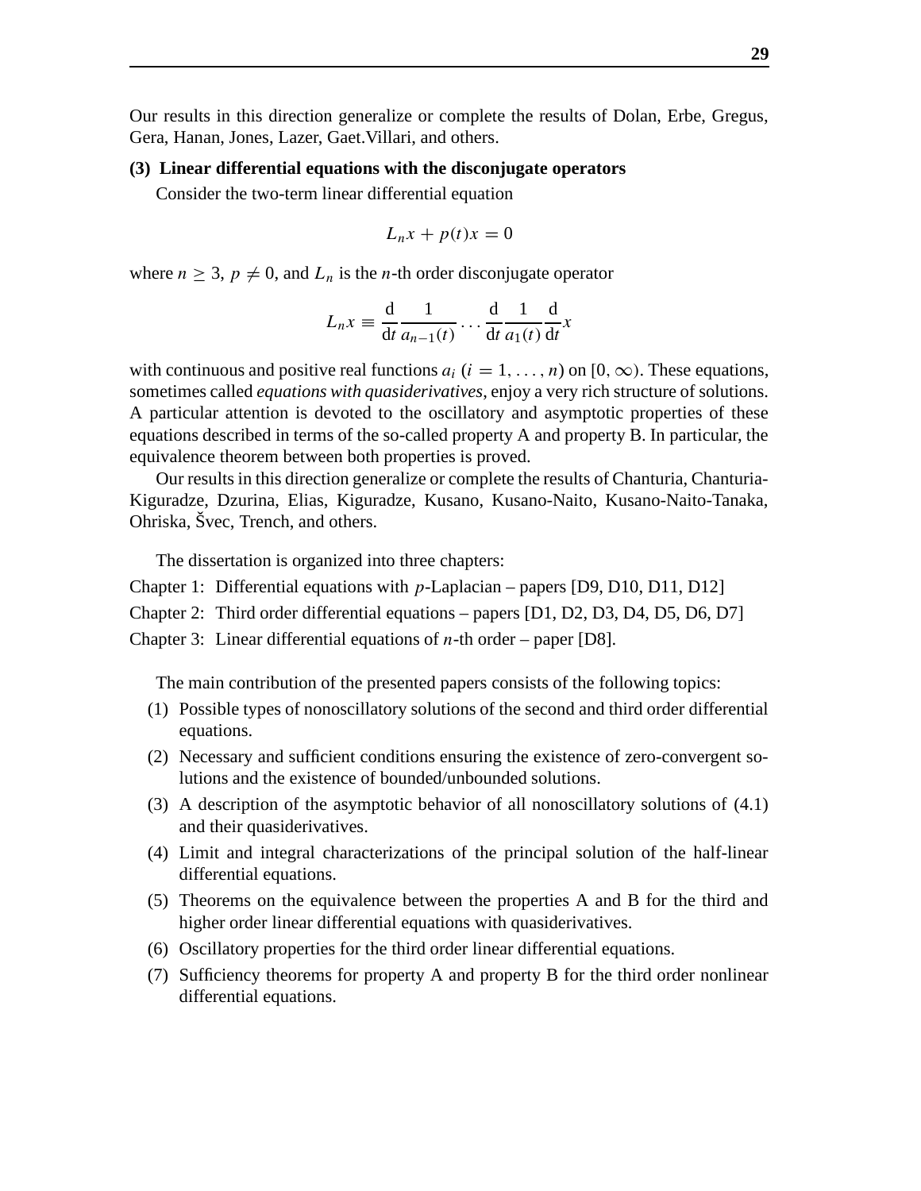Our results in this direction generalize or complete the results of Dolan, Erbe, Gregus, Gera, Hanan, Jones, Lazer, Gaet.Villari, and others.

**(3) Linear differential equations with the disconjugate operators**

Consider the two-term linear differential equation

$$L_n x + p(t)x = 0$$

where $n \geq 3$, $p \neq 0$, and $L_n$ is the $n$-th order disconjugate operator

$$L_n x \equiv \frac{\mathrm{d}}{\mathrm{d}t}\frac{1}{a_{n-1}(t)}\cdots\frac{\mathrm{d}}{\mathrm{d}t}\frac{1}{a_1(t)}\frac{\mathrm{d}}{\mathrm{d}t}x$$

with continuous and positive real functions $a_i$ ($i = 1, \ldots, n$) on $[0, \infty)$. These equations, sometimes called *equations with quasiderivatives*, enjoy a very rich structure of solutions. A particular attention is devoted to the oscillatory and asymptotic properties of these equations described in terms of the so-called property A and property B. In particular, the equivalence theorem between both properties is proved.

Our results in this direction generalize or complete the results of Chanturia, Chanturia-Kiguradze, Dzurina, Elias, Kiguradze, Kusano, Kusano-Naito, Kusano-Naito-Tanaka, Ohriska, Švec, Trench, and others.

The dissertation is organized into three chapters:

Chapter 1: Differential equations with $p$-Laplacian – papers [D9, D10, D11, D12]

Chapter 2: Third order differential equations – papers [D1, D2, D3, D4, D5, D6, D7]

Chapter 3: Linear differential equations of $n$-th order – paper [D8].

The main contribution of the presented papers consists of the following topics:

1. Possible types of nonoscillatory solutions of the second and third order differential equations.
2. Necessary and sufficient conditions ensuring the existence of zero-convergent solutions and the existence of bounded/unbounded solutions.
3. A description of the asymptotic behavior of all nonoscillatory solutions of (4.1) and their quasiderivatives.
4. Limit and integral characterizations of the principal solution of the half-linear differential equations.
5. Theorems on the equivalence between the properties A and B for the third and higher order linear differential equations with quasiderivatives.
6. Oscillatory properties for the third order linear differential equations.
7. Sufficiency theorems for property A and property B for the third order nonlinear differential equations.